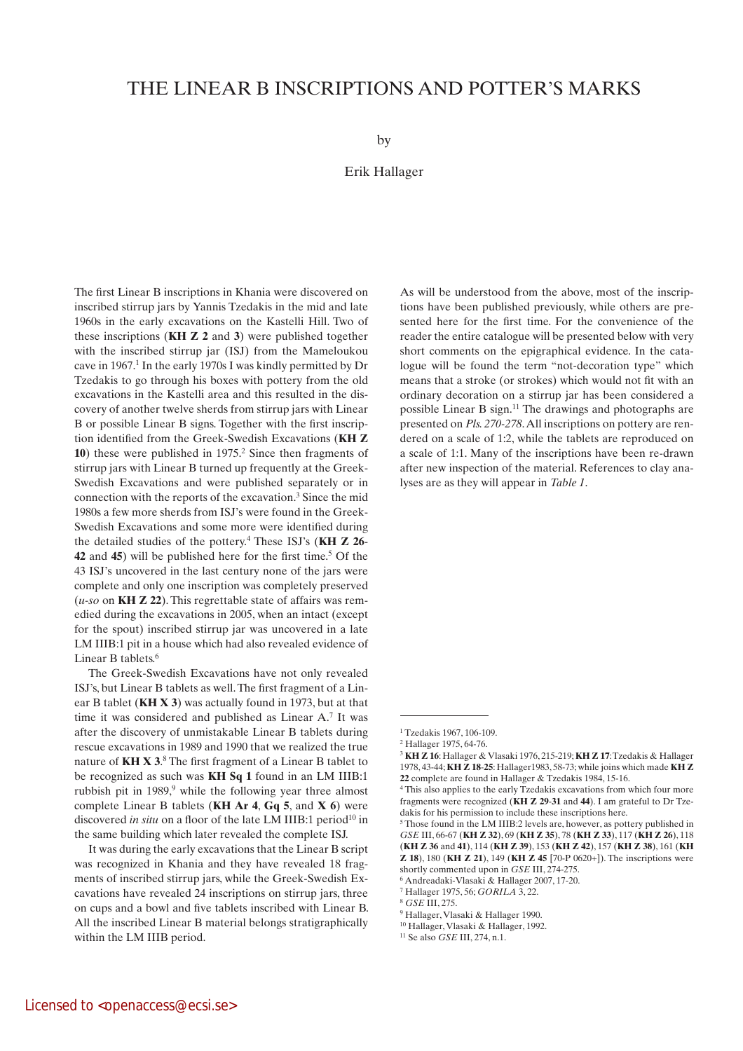# THE LINEAR B INSCRIPTIONS AND POTTER'S MARKS

by

Erik Hallager

The first Linear B inscriptions in Khania were discovered on inscribed stirrup jars by Yannis Tzedakis in the mid and late 1960s in the early excavations on the Kastelli Hill. Two of these inscriptions (**KH Z 2** and **3**) were published together with the inscribed stirrup jar (ISJ) from the Mameloukou cave in 1967.[1] In the early 1970s I was kindly permitted by Dr Tzedakis to go through his boxes with pottery from the old excavations in the Kastelli area and this resulted in the discovery of another twelve sherds from stirrup jars with Linear B or possible Linear B signs. Together with the first inscription identified from the Greek-Swedish Excavations (**KH Z 10**) these were published in 1975.[2] Since then fragments of stirrup jars with Linear B turned up frequently at the Greek-Swedish Excavations and were published separately or in connection with the reports of the excavation.[3] Since the mid 1980s a few more sherds from ISJ's were found in the Greek-Swedish Excavations and some more were identified during the detailed studies of the pottery.[4] These ISJ's (**KH Z 26-42** and **45**) will be published here for the first time.[5] Of the 43 ISJ's uncovered in the last century none of the jars were complete and only one inscription was completely preserved (*u-so* on **KH Z 22**). This regrettable state of affairs was remedied during the excavations in 2005, when an intact (except for the spout) inscribed stirrup jar was uncovered in a late LM IIIB:1 pit in a house which had also revealed evidence of Linear B tablets.[6]

The Greek-Swedish Excavations have not only revealed ISJ's, but Linear B tablets as well. The first fragment of a Linear B tablet (**KH X 3**) was actually found in 1973, but at that time it was considered and published as Linear A.[7] It was after the discovery of unmistakable Linear B tablets during rescue excavations in 1989 and 1990 that we realized the true nature of **KH X 3**.[8] The first fragment of a Linear B tablet to be recognized as such was **KH Sq 1** found in an LM IIIB:1 rubbish pit in 1989,[9] while the following year three almost complete Linear B tablets (**KH Ar 4**, **Gq 5**, and **X 6**) were discovered *in situ* on a floor of the late LM IIIB:1 period[10] in the same building which later revealed the complete ISJ.

It was during the early excavations that the Linear B script was recognized in Khania and they have revealed 18 fragments of inscribed stirrup jars, while the Greek-Swedish Excavations have revealed 24 inscriptions on stirrup jars, three on cups and a bowl and five tablets inscribed with Linear B. All the inscribed Linear B material belongs stratigraphically within the LM IIIB period.

As will be understood from the above, most of the inscriptions have been published previously, while others are presented here for the first time. For the convenience of the reader the entire catalogue will be presented below with very short comments on the epigraphical evidence. In the catalogue will be found the term "not-decoration type" which means that a stroke (or strokes) which would not fit with an ordinary decoration on a stirrup jar has been considered a possible Linear B sign.[11] The drawings and photographs are presented on *Pls. 270-278*. All inscriptions on pottery are rendered on a scale of 1:2, while the tablets are reproduced on a scale of 1:1. Many of the inscriptions have been re-drawn after new inspection of the material. References to clay analyses are as they will appear in *Table 1*.

---

[1] Tzedakis 1967, 106-109.

[2] Hallager 1975, 64-76.

[3] **KH Z 16**: Hallager & Vlasaki 1976, 215-219; **KH Z 17**: Tzedakis & Hallager 1978, 43-44; **KH Z 18-25**: Hallager1983, 58-73; while joins which made **KH Z 22** complete are found in Hallager & Tzedakis 1984, 15-16.

[4] This also applies to the early Tzedakis excavations from which four more fragments were recognized (**KH Z 29-31** and **44**). I am grateful to Dr Tzedakis for his permission to include these inscriptions here.

[5] Those found in the LM IIIB:2 levels are, however, as pottery published in *GSE* III, 66-67 (**KH Z 32**), 69 (**KH Z 35**), 78 (**KH Z 33**), 117 (**KH Z 26**), 118 (**KH Z 36** and **41**), 114 (**KH Z 39**), 153 (**KH Z 42**), 157 (**KH Z 38**), 161 (**KH Z 18**), 180 (**KH Z 21**), 149 (**KH Z 45** [70-P 0620+]). The inscriptions were shortly commented upon in *GSE* III, 274-275.

[6] Andreadaki-Vlasaki & Hallager 2007, 17-20.

[7] Hallager 1975, 56; *GORILA* 3, 22.

[8] *GSE* III, 275.

[9] Hallager, Vlasaki & Hallager 1990.

[10] Hallager, Vlasaki & Hallager, 1992.

[11] Se also *GSE* III, 274, n.1.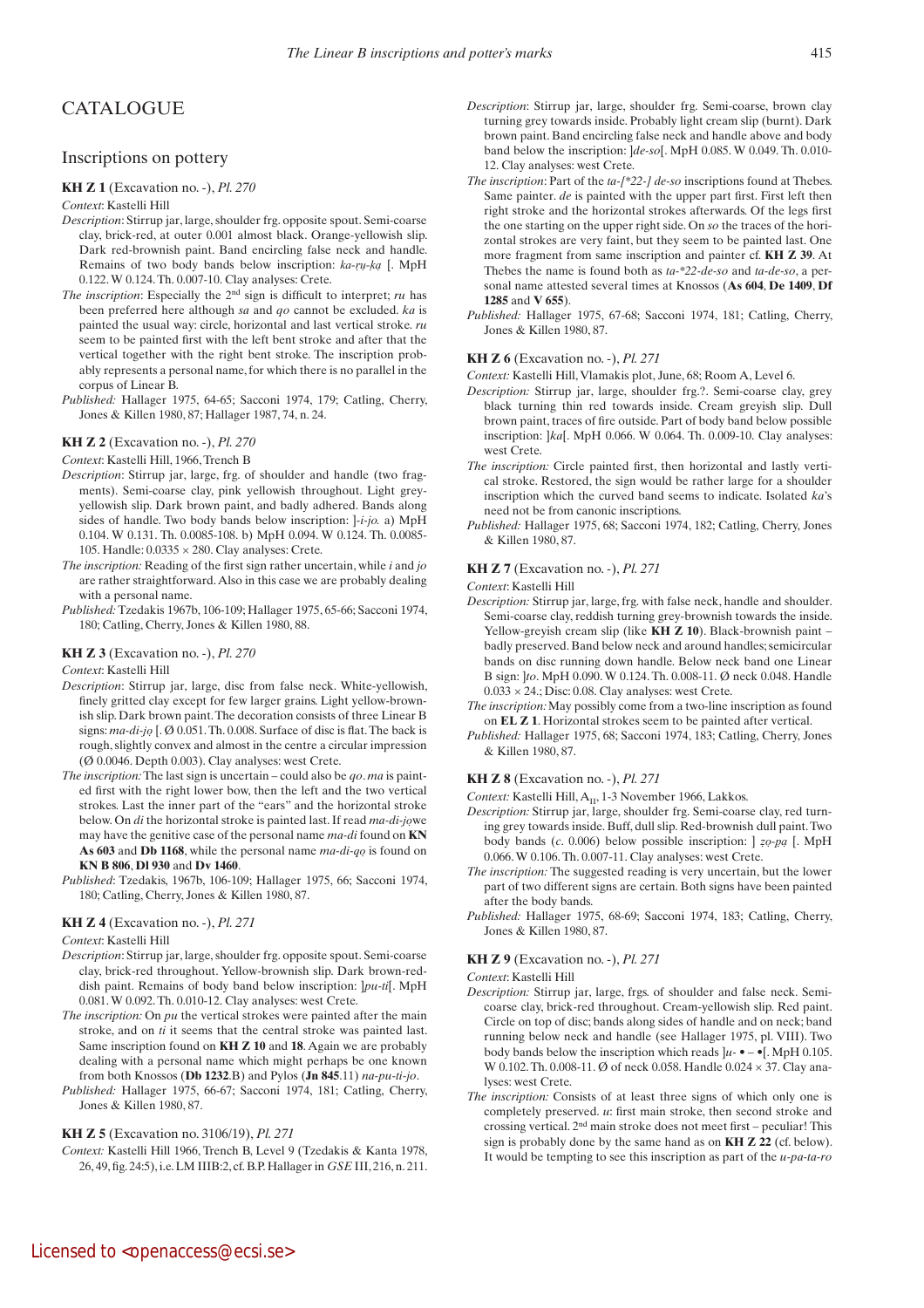# CATALOGUE

## Inscriptions on pottery

**KH Z 1** (Excavation no. -), *Pl. 270*

*Context*: Kastelli Hill

*Description*: Stirrup jar, large, shoulder frg. opposite spout. Semi-coarse clay, brick-red, at outer 0.001 almost black. Orange-yellowish slip. Dark red-brownish paint. Band encircling false neck and handle. Remains of two body bands below inscription: *ka-ṛụ-ḳạ* [. MpH 0.122. W 0.124. Th. 0.007-10. Clay analyses: Crete.

*The inscription*: Especially the 2nd sign is difficult to interpret; *ru* has been preferred here although *sa* and *qo* cannot be excluded. *ka* is painted the usual way: circle, horizontal and last vertical stroke. *ru* seem to be painted first with the left bent stroke and after that the vertical together with the right bent stroke. The inscription probably represents a personal name, for which there is no parallel in the corpus of Linear B.

*Published:* Hallager 1975, 64-65; Sacconi 1974, 179; Catling, Cherry, Jones & Killen 1980, 87; Hallager 1987, 74, n. 24.

**KH Z 2** (Excavation no. -), *Pl. 270*

*Context*: Kastelli Hill, 1966, Trench B

*Description*: Stirrup jar, large, frg. of shoulder and handle (two fragments). Semi-coarse clay, pink yellowish throughout. Light grey-yellowish slip. Dark brown paint, and badly adhered. Bands along sides of handle. Two body bands below inscription: ]-*i-jo.* a) MpH 0.104. W 0.131. Th. 0.0085-108. b) MpH 0.094. W 0.124. Th. 0.0085-105. Handle: 0.0335 × 280. Clay analyses: Crete.

*The inscription:* Reading of the first sign rather uncertain, while *i* and *jo* are rather straightforward. Also in this case we are probably dealing with a personal name.

*Published:* Tzedakis 1967b, 106-109; Hallager 1975, 65-66; Sacconi 1974, 180; Catling, Cherry, Jones & Killen 1980, 88.

**KH Z 3** (Excavation no. -), *Pl. 270*

*Context*: Kastelli Hill

*Description*: Stirrup jar, large, disc from false neck. White-yellowish, finely gritted clay except for few larger grains. Light yellow-brownish slip. Dark brown paint. The decoration consists of three Linear B signs: *ma-di-jọ* [. Ø 0.051. Th. 0.008. Surface of disc is flat. The back is rough, slightly convex and almost in the centre a circular impression (Ø 0.0046. Depth 0.003). Clay analyses: west Crete.

*The inscription:* The last sign is uncertain – could also be *qo*. *ma* is painted first with the right lower bow, then the left and the two vertical strokes. Last the inner part of the "ears" and the horizontal stroke below. On *di* the horizontal stroke is painted last. If read *ma-di-jọ* we may have the genitive case of the personal name *ma-di* found on **KN As 603** and **Db 1168**, while the personal name *ma-di-qọ* is found on **KN B 806**, **Dl 930** and **Dv 1460**.

*Published*: Tzedakis, 1967b, 106-109; Hallager 1975, 66; Sacconi 1974, 180; Catling, Cherry, Jones & Killen 1980, 87.

**KH Z 4** (Excavation no. -), *Pl. 271*

*Context*: Kastelli Hill

*Description*: Stirrup jar, large, shoulder frg. opposite spout. Semi-coarse clay, brick-red throughout. Yellow-brownish slip. Dark brown-reddish paint. Remains of body band below inscription: ]*pu-ti*[. MpH 0.081. W 0.092. Th. 0.010-12. Clay analyses: west Crete.

*The inscription:* On *pu* the vertical strokes were painted after the main stroke, and on *ti* it seems that the central stroke was painted last. Same inscription found on **KH Z 10** and **18**. Again we are probably dealing with a personal name which might perhaps be one known from both Knossos (**Db 1232**.B) and Pylos (**Jn 845**.11) *na-pu-ti-jo*.

*Published:* Hallager 1975, 66-67; Sacconi 1974, 181; Catling, Cherry, Jones & Killen 1980, 87.

**KH Z 5** (Excavation no. 3106/19), *Pl. 271*

*Context:* Kastelli Hill 1966, Trench B, Level 9 (Tzedakis & Kanta 1978, 26, 49, fig. 24:5), i.e. LM IIIB:2, cf. B.P. Hallager in *GSE* III, 216, n. 211.

*Description*: Stirrup jar, large, shoulder frg. Semi-coarse, brown clay turning grey towards inside. Probably light cream slip (burnt). Dark brown paint. Band encircling false neck and handle above and body band below the inscription: ]*de-so*[. MpH 0.085. W 0.049. Th. 0.010-12. Clay analyses: west Crete.

*The inscription*: Part of the *ta-[\*22-] de-so* inscriptions found at Thebes. Same painter. *de* is painted with the upper part first. First left then right stroke and the horizontal strokes afterwards. Of the legs first the one starting on the upper right side. On *so* the traces of the horizontal strokes are very faint, but they seem to be painted last. One more fragment from same inscription and painter cf. **KH Z 39**. At Thebes the name is found both as *ta-\*22-de-so* and *ta-de-so*, a personal name attested several times at Knossos (**As 604**, **De 1409**, **Df 1285** and **V 655**).

*Published:* Hallager 1975, 67-68; Sacconi 1974, 181; Catling, Cherry, Jones & Killen 1980, 87.

**KH Z 6** (Excavation no. -), *Pl. 271*

*Context:* Kastelli Hill, Vlamakis plot, June, 68; Room A, Level 6.

*Description:* Stirrup jar, large, shoulder frg.?. Semi-coarse clay, grey black turning thin red towards inside. Cream greyish slip. Dull brown paint, traces of fire outside. Part of body band below possible inscription: ]*ka*[. MpH 0.066. W 0.064. Th. 0.009-10. Clay analyses: west Crete.

*The inscription:* Circle painted first, then horizontal and lastly vertical stroke. Restored, the sign would be rather large for a shoulder inscription which the curved band seems to indicate. Isolated *ka*'s need not be from canonic inscriptions.

*Published:* Hallager 1975, 68; Sacconi 1974, 182; Catling, Cherry, Jones & Killen 1980, 87.

**KH Z 7** (Excavation no. -), *Pl. 271*

*Context*: Kastelli Hill

*Description:* Stirrup jar, large, frg. with false neck, handle and shoulder. Semi-coarse clay, reddish turning grey-brownish towards the inside. Yellow-greyish cream slip (like **KH Z 10**). Black-brownish paint – badly preserved. Band below neck and around handles; semicircular bands on disc running down handle. Below neck band one Linear B sign: ]*to*. MpH 0.090. W 0.124. Th. 0.008-11. Ø neck 0.048. Handle 0.033 × 24.; Disc: 0.08. Clay analyses: west Crete.

*The inscription:* May possibly come from a two-line inscription as found on **EL Z 1**. Horizontal strokes seem to be painted after vertical.

*Published:* Hallager 1975, 68; Sacconi 1974, 183; Catling, Cherry, Jones & Killen 1980, 87.

**KH Z 8** (Excavation no. -), *Pl. 271*

*Context:* Kastelli Hill, $A_{II}$, 1-3 November 1966, Lakkos.

*Description:* Stirrup jar, large, shoulder frg. Semi-coarse clay, red turning grey towards inside. Buff, dull slip. Red-brownish dull paint. Two body bands (*c*. 0.006) below possible inscription: ] *ẓọ-pạ* [. MpH 0.066. W 0.106. Th. 0.007-11. Clay analyses: west Crete.

*The inscription:* The suggested reading is very uncertain, but the lower part of two different signs are certain. Both signs have been painted after the body bands.

*Published:* Hallager 1975, 68-69; Sacconi 1974, 183; Catling, Cherry, Jones & Killen 1980, 87.

**KH Z 9** (Excavation no. -), *Pl. 271*

*Context*: Kastelli Hill

*Description:* Stirrup jar, large, frgs. of shoulder and false neck. Semi-coarse clay, brick-red throughout. Cream-yellowish slip. Red paint. Circle on top of disc; bands along sides of handle and on neck; band running below neck and handle (see Hallager 1975, pl. VIII). Two body bands below the inscription which reads ]*u*- • – •[. MpH 0.105. W 0.102. Th. 0.008-11. Ø of neck 0.058. Handle 0.024 × 37. Clay analyses: west Crete.

*The inscription:* Consists of at least three signs of which only one is completely preserved. *u*: first main stroke, then second stroke and crossing vertical. 2nd main stroke does not meet first – peculiar! This sign is probably done by the same hand as on **KH Z 22** (cf. below). It would be tempting to see this inscription as part of the *u-pa-ta-ro*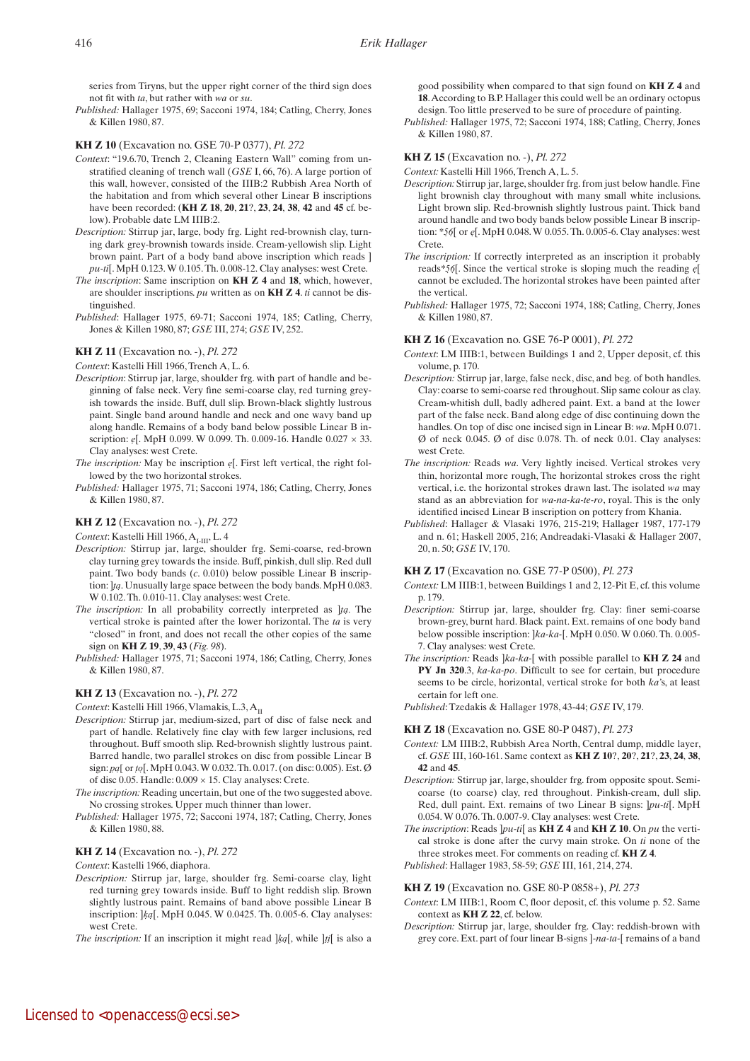series from Tiryns, but the upper right corner of the third sign does not fit with *ta*, but rather with *wa* or *su*.

*Published:* Hallager 1975, 69; Sacconi 1974, 184; Catling, Cherry, Jones & Killen 1980, 87.

**KH Z 10** (Excavation no. GSE 70-P 0377), *Pl. 272*

*Context*: "19.6.70, Trench 2, Cleaning Eastern Wall" coming from unstratified cleaning of trench wall (*GSE* I, 66, 76). A large portion of this wall, however, consisted of the IIIB:2 Rubbish Area North of the habitation and from which several other Linear B inscriptions have been recorded: (**KH Z 18**, **20**, **21**?, **23**, **24**, **38**, **42** and **45** cf. below). Probable date LM IIIB:2.

*Description:* Stirrup jar, large, body frg. Light red-brownish clay, turning dark grey-brownish towards inside. Cream-yellowish slip. Light brown paint. Part of a body band above inscription which reads ] *pu-ti*[. MpH 0.123. W 0.105. Th. 0.008-12. Clay analyses: west Crete.

*The inscription*: Same inscription on **KH Z 4** and **18**, which, however, are shoulder inscriptions. *pu* written as on **KH Z 4**. *ti* cannot be distinguished.

*Published*: Hallager 1975, 69-71; Sacconi 1974, 185; Catling, Cherry, Jones & Killen 1980, 87; *GSE* III, 274; *GSE* IV, 252.

**KH Z 11** (Excavation no. -), *Pl. 272*

*Context*: Kastelli Hill 1966, Trench A, L. 6.

*Description*: Stirrup jar, large, shoulder frg. with part of handle and beginning of false neck. Very fine semi-coarse clay, red turning greyish towards the inside. Buff, dull slip. Brown-black slightly lustrous paint. Single band around handle and neck and one wavy band up along handle. Remains of a body band below possible Linear B inscription: *ẹ*[. MpH 0.099. W 0.099. Th. 0.009-16. Handle 0.027 × 33. Clay analyses: west Crete.

*The inscription:* May be inscription *ẹ*[. First left vertical, the right followed by the two horizontal strokes.

*Published:* Hallager 1975, 71; Sacconi 1974, 186; Catling, Cherry, Jones & Killen 1980, 87.

**KH Z 12** (Excavation no. -), *Pl. 272*

*Context*: Kastelli Hill 1966, $A_{I-III}$, L. 4

*Description:* Stirrup jar, large, shoulder frg. Semi-coarse, red-brown clay turning grey towards the inside. Buff, pinkish, dull slip. Red dull paint. Two body bands (*c*. 0.010) below possible Linear B inscription: ]*ṭạ*. Unusually large space between the body bands. MpH 0.083. W 0.102. Th. 0.010-11. Clay analyses: west Crete.

*The inscription:* In all probability correctly interpreted as ]*ṭạ*. The vertical stroke is painted after the lower horizontal. The *ta* is very "closed" in front, and does not recall the other copies of the same sign on **KH Z 19**, **39**, **43** (*Fig. 98*).

*Published:* Hallager 1975, 71; Sacconi 1974, 186; Catling, Cherry, Jones & Killen 1980, 87.

**KH Z 13** (Excavation no. -), *Pl. 272*

*Context*: Kastelli Hill 1966, Vlamakis, L.3, $A_{II}$

*Description:* Stirrup jar, medium-sized, part of disc of false neck and part of handle. Relatively fine clay with few larger inclusions, red throughout. Buff smooth slip. Red-brownish slightly lustrous paint. Barred handle, two parallel strokes on disc from possible Linear B sign: *pạ*[ or *ṭọ*[. MpH 0.043. W 0.032. Th. 0.017. (on disc: 0.005). Est. Ø of disc 0.05. Handle: 0.009 × 15. Clay analyses: Crete.

*The inscription:* Reading uncertain, but one of the two suggested above. No crossing strokes. Upper much thinner than lower.

*Published:* Hallager 1975, 72; Sacconi 1974, 187; Catling, Cherry, Jones & Killen 1980, 88.

**KH Z 14** (Excavation no. -), *Pl. 272*

*Context*: Kastelli 1966, diaphora.

*Description:* Stirrup jar, large, shoulder frg. Semi-coarse clay, light red turning grey towards inside. Buff to light reddish slip. Brown slightly lustrous paint. Remains of band above possible Linear B inscription: ]*kạ*[. MpH 0.045. W 0.0425. Th. 0.005-6. Clay analyses: west Crete.

*The inscription:* If an inscription it might read ]*kạ*[, while ]*ṭị*[ is also a good possibility when compared to that sign found on **KH Z 4** and **18**. According to B.P. Hallager this could well be an ordinary octopus design. Too little preserved to be sure of procedure of painting.

*Published:* Hallager 1975, 72; Sacconi 1974, 188; Catling, Cherry, Jones & Killen 1980, 87.

**KH Z 15** (Excavation no. -), *Pl. 272*

*Context:* Kastelli Hill 1966, Trench A, L. 5.

*Description:* Stirrup jar, large, shoulder frg. from just below handle. Fine light brownish clay throughout with many small white inclusions. Light brown slip. Red-brownish slightly lustrous paint. Thick band around handle and two body bands below possible Linear B inscription: \**5̣6̣*[ or *ẹ*[. MpH 0.048. W 0.055. Th. 0.005-6. Clay analyses: west Crete.

*The inscription:* If correctly interpreted as an inscription it probably reads\**5̣6̣*[. Since the vertical stroke is sloping much the reading *ẹ*[ cannot be excluded. The horizontal strokes have been painted after the vertical.

*Published:* Hallager 1975, 72; Sacconi 1974, 188; Catling, Cherry, Jones & Killen 1980, 87.

**KH Z 16** (Excavation no. GSE 76-P 0001), *Pl. 272*

*Context:* LM IIIB:1, between Buildings 1 and 2, Upper deposit, cf. this volume, p. 170.

*Description:* Stirrup jar, large, false neck, disc, and beg. of both handles. Clay: coarse to semi-coarse red throughout. Slip same colour as clay. Cream-whitish dull, badly adhered paint. Ext. a band at the lower part of the false neck. Band along edge of disc continuing down the handles. On top of disc one incised sign in Linear B: *wa*. MpH 0.071. Ø of neck 0.045. Ø of disc 0.078. Th. of neck 0.01. Clay analyses: west Crete.

*The inscription:* Reads *wa*. Very lightly incised. Vertical strokes very thin, horizontal more rough, The horizontal strokes cross the right vertical, i.e. the horizontal strokes drawn last. The isolated *wa* may stand as an abbreviation for *wa-na-ka-te-ro*, royal. This is the only identified incised Linear B inscription on pottery from Khania.

*Published*: Hallager & Vlasaki 1976, 215-219; Hallager 1987, 177-179 and n. 61; Haskell 2005, 216; Andreadaki-Vlasaki & Hallager 2007, 20, n. 50; *GSE* IV, 170.

**KH Z 17** (Excavation no. GSE 77-P 0500), *Pl. 273*

*Context:* LM IIIB:1, between Buildings 1 and 2, 12-Pit E, cf. this volume p. 179.

*Description:* Stirrup jar, large, shoulder frg. Clay: finer semi-coarse brown-grey, burnt hard. Black paint. Ext. remains of one body band below possible inscription: ]*ka-ka*-[. MpH 0.050. W 0.060. Th. 0.005-7. Clay analyses: west Crete.

*The inscription:* Reads ]*ka-ka*-[ with possible parallel to **KH Z 24** and **PY Jn 320**.3, *ka-ka-po*. Difficult to see for certain, but procedure seems to be circle, horizontal, vertical stroke for both *ka*'s, at least certain for left one.

*Published:* Tzedakis & Hallager 1978, 43-44; *GSE* IV, 179.

**KH Z 18** (Excavation no. GSE 80-P 0487), *Pl. 273*

*Context:* LM IIIB:2, Rubbish Area North, Central dump, middle layer, cf. *GSE* III, 160-161. Same context as **KH Z 10**?, **20**?, **21**?, **23**, **24**, **38**, **42** and **45**.

*Description:* Stirrup jar, large, shoulder frg. from opposite spout. Semi-coarse (to coarse) clay, red throughout. Pinkish-cream, dull slip. Red, dull paint. Ext. remains of two Linear B signs: ]*pu-ti*[. MpH 0.054. W 0.076. Th. 0.007-9. Clay analyses: west Crete.

*The inscription*: Reads ]*pu-ti*[ as **KH Z 4** and **KH Z 10**. On *pu* the vertical stroke is done after the curvy main stroke. On *ti* none of the three strokes meet. For comments on reading cf. **KH Z 4**.

*Published:* Hallager 1983, 58-59; *GSE* III, 161, 214, 274.

**KH Z 19** (Excavation no. GSE 80-P 0858+), *Pl. 273*

*Context*: LM IIIB:1, Room C, floor deposit, cf. this volume p. 52. Same context as **KH Z 22**, cf. below.

*Description:* Stirrup jar, large, shoulder frg. Clay: reddish-brown with grey core. Ext. part of four linear B-signs ]-*na-ta*-[ remains of a band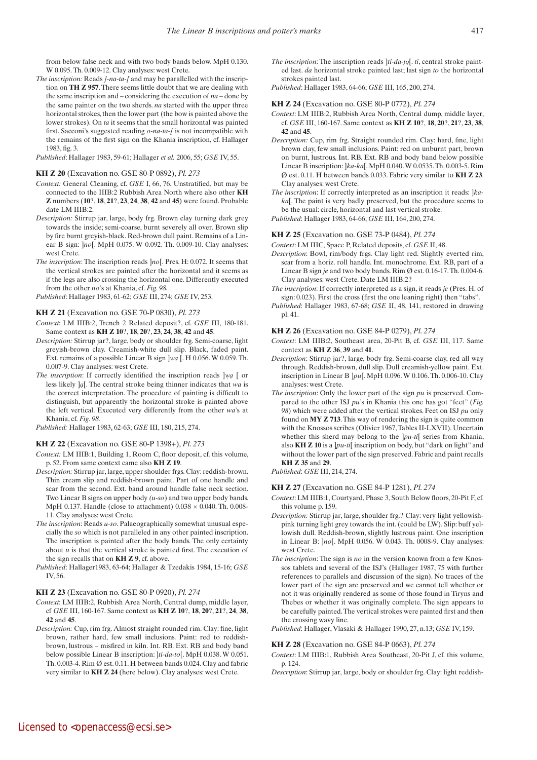from below false neck and with two body bands below. MpH 0.130. W 0.095. Th. 0.009-12. Clay analyses: west Crete.

*The inscription:* Reads *]-na-ta-[* and may be parallelled with the inscription on **TH Z 957**. There seems little doubt that we are dealing with the same inscription and – considering the execution of *na* – done by the same painter on the two sherds. *na* started with the upper three horizontal strokes, then the lower part (the bow is painted above the lower strokes). On *ta* it seems that the small horizontal was painted first. Sacconi's suggested reading *o-na-ta-[* is not incompatible with the remains of the first sign on the Khania inscription, cf. Hallager 1983, fig. 3.

*Published*: Hallager 1983, 59-61; Hallager *et al.* 2006, 55; *GSE* IV, 55.

**KH Z 20** (Excavation no. GSE 80-P 0892), *Pl. 273*

*Context:* General Cleaning, cf. *GSE* I, 66, 76. Unstratified, but may be connected to the IIIB:2 Rubbish Area North where also other **KH Z** numbers (**10**?, **18**, **21**?, **23**, **24**, **38**, **42** and **45**) were found. Probable date LM IIIB:2.

*Description:* Stirrup jar, large, body frg. Brown clay turning dark grey towards the inside; semi-coarse, burnt severely all over. Brown slip by fire burnt greyish-black. Red-brown dull paint. Remains of a Linear B sign: ]*no*[. MpH 0.075. W 0.092. Th. 0.009-10. Clay analyses: west Crete.

*The inscription*: The inscription reads ]*no*[. Pres. H: 0.072. It seems that the vertical strokes are painted after the horizontal and it seems as if the legs are also crossing the horizontal one. Differently executed from the other *no*'s at Khania, cf. *Fig. 98.*

*Published*: Hallager 1983, 61-62; *GSE* III, 274; *GSE* IV, 253.

**KH Z 21** (Excavation no. GSE 70-P 0830), *Pl. 273*

*Context*: LM IIIB:2, Trench 2 Related deposit?, cf. *GSE* III, 180-181. Same context as **KH Z 10**?, **18**, **20**?, **23**, **24**, **38**, **42** and **45**.

*Description:* Stirrup jar?, large, body or shoulder frg. Semi-coarse, light greyish-brown clay. Creamish-white dull slip. Black, faded paint. Ext. remains of a possible Linear B sign ]*wạ* [. H 0.056. W 0.059. Th. 0.007-9. Clay analyses: west Crete.

*The inscription*: If correctly identified the inscription reads ]*wạ* [ or less likely ]*ạ*[. The central stroke being thinner indicates that *wa* is the correct interpretation. The procedure of painting is difficult to distinguish, but apparently the horizontal stroke is painted above the left vertical. Executed very differently from the other *wa*'s at Khania, cf. *Fig. 98.*

*Published:* Hallager 1983, 62-63; *GSE* III, 180, 215, 274.

**KH Z 22** (Excavation no. GSE 80-P 1398+), *Pl. 273*

*Context:* LM IIIB:1, Building 1, Room C, floor deposit, cf. this volume, p. 52. From same context came also **KH Z 19**.

*Description:* Stirrup jar, large, upper shoulder frgs. Clay: reddish-brown. Thin cream slip and reddish-brown paint. Part of one handle and scar from the second. Ext. band around handle false neck section. Two Linear B signs on upper body *(u-so)* and two upper body bands. MpH 0.137. Handle (close to attachment) 0.038 × 0.040. Th. 0.008-11. Clay analyses: west Crete.

*The inscription*: Reads *u-so*. Palaeographically somewhat unusual especially the *so* which is not paralleled in any other painted inscription. The inscription is painted after the body bands. The only certainty about *u* is that the vertical stroke is painted first. The execution of the sign recalls that on **KH Z 9**, cf. above.

*Published*: Hallager1983, 63-64; Hallager & Tzedakis 1984, 15-16; *GSE* IV, 56.

**KH Z 23** (Excavation no. GSE 80-P 0920), *Pl. 274*

*Context*: LM IIIB:2, Rubbish Area North, Central dump, middle layer, cf *GSE* III, 160-167. Same context as **KH Z 10**?, **18**, **20**?, **21**?, **24**, **38**, **42** and **45**.

*Description:* Cup, rim frg. Almost straight rounded rim. Clay: fine, light brown, rather hard, few small inclusions. Paint: red to reddish-brown, lustrous – misfired in kiln. Int. RB. Ext. RB and body band below possible Linear B inscription: ]*ti-da-to*[. MpH 0.038. W 0.051. Th. 0.003-4. Rim Ø est. 0.11. H between bands 0.024. Clay and fabric very similar to **KH Z 24** (here below). Clay analyses: west Crete.

*The inscription*: The inscription reads ]*ti-da-tọ*[. *ti*, central stroke painted last. *da* horizontal stroke painted last; last sign *to* the horizontal strokes painted last.

*Published*: Hallager 1983, 64-66; *GSE* III, 165, 200, 274.

**KH Z 24** (Excavation no. GSE 80-P 0772), *Pl. 274*

*Context*: LM IIIB:2, Rubbish Area North, Central dump, middle layer, cf. *GSE* III, 160-167. Same context as **KH Z 10**?, **18**, **20**?, **21**?, **23**, **38**, **42** and **45**.

*Description:* Cup, rim frg. Straight rounded rim. Clay: hard, fine, light brown clay, few small inclusions. Paint: red on unburnt part, brown on burnt, lustrous. Int. RB. Ext. RB and body band below possible Linear B inscription: ]*ka-ka*[. MpH 0.040. W 0.0535. Th. 0.003-5. Rim Ø est. 0.11. H between bands 0.033. Fabric very similar to **KH Z 23**. Clay analyses: west Crete.

*The inscription*: If correctly interpreted as an inscription it reads: ]*ka-ka*[. The paint is very badly preserved, but the procedure seems to be the usual: circle, horizontal and last vertical stroke.

*Published*: Hallager 1983, 64-66; *GSE* III, 164, 200, 274.

**KH Z 25** (Excavation no. GSE 73-P 0484), *Pl. 274*

*Context*: LM IIIC, Space P, Related deposits, cf. *GSE* II, 48.

*Description:* Bowl, rim/body frgs. Clay light red. Slightly everted rim, scar from a horiz. roll handle. Int. monochrome. Ext. RB, part of a Linear B sign *je* and two body bands. Rim Ø est. 0.16-17. Th. 0.004-6. Clay analyses: west Crete. Date LM IIIB:2?

*The inscription*: If correctly interpreted as a sign, it reads *je* (Pres. H. of sign: 0.023). First the cross (first the one leaning right) then "tabs".

*Published*: Hallager 1983, 67-68; *GSE* II, 48, 141, restored in drawing pl. 41.

**KH Z 26** (Excavation no. GSE 84-P 0279), *Pl. 274*

*Context*: LM IIIB:2, Southeast area, 20-Pit B, cf. *GSE* III, 117. Same context as **KH Z 36**, **39** and **41**.

*Description:* Stirrup jar?, large, body frg. Semi-coarse clay, red all way through. Reddish-brown, dull slip. Dull creamish-yellow paint. Ext. inscription in Linear B ]*pu*[. MpH 0.096. W 0.106. Th. 0.006-10. Clay analyses: west Crete.

*The inscription*: Only the lower part of the sign *pu* is preserved. Compared to the other ISJ *pu*'s in Khania this one has got "feet" (*Fig. 98*) which were added after the vertical strokes. Feet on ISJ *pu* only found on **MY Z 713**. This way of rendering the sign is quite common with the Knossos scribes (Olivier 1967, Tables II-LXVII). Uncertain whether this sherd may belong to the ]*pu-ti*[ series from Khania, also **KH Z 10** is a ]*pu-ti*[ inscription on body, but "dark on light" and without the lower part of the sign preserved. Fabric and paint recalls **KH Z 35** and **29**.

*Published*: *GSE* III, 214, 274.

**KH Z 27** (Excavation no. GSE 84-P 1281), *Pl. 274*

*Context*: LM IIIB:1, Courtyard, Phase 3, South Below floors, 20-Pit F, cf. this volume p. 159.

*Description:* Stirrup jar, large, shoulder frg.? Clay: very light yellowish-pink turning light grey towards the int. (could be LW). Slip: buff yellowish dull. Reddish-brown, slightly lustrous paint. One inscription in Linear B: ]*no*[. MpH 0.056. W 0.043. Th. 0008-9. Clay analyses: west Crete.

*The inscription*: The sign is *no* in the version known from a few Knossos tablets and several of the ISJ's (Hallager 1987, 75 with further references to parallels and discussion of the sign). No traces of the lower part of the sign are preserved and we cannot tell whether or not it was originally rendered as some of those found in Tiryns and Thebes or whether it was originally complete. The sign appears to be carefully painted. The vertical strokes were painted first and then the crossing wavy line.

*Published*: Hallager, Vlasaki & Hallager 1990, 27, n.13; *GSE* IV, 159.

**KH Z 28** (Excavation no. GSE 84-P 0663), *Pl. 274*

*Context*: LM IIIB:1, Rubbish Area Southeast, 20-Pit J, cf. this volume, p. 124.

*Description*: Stirrup jar, large, body or shoulder frg. Clay: light reddish-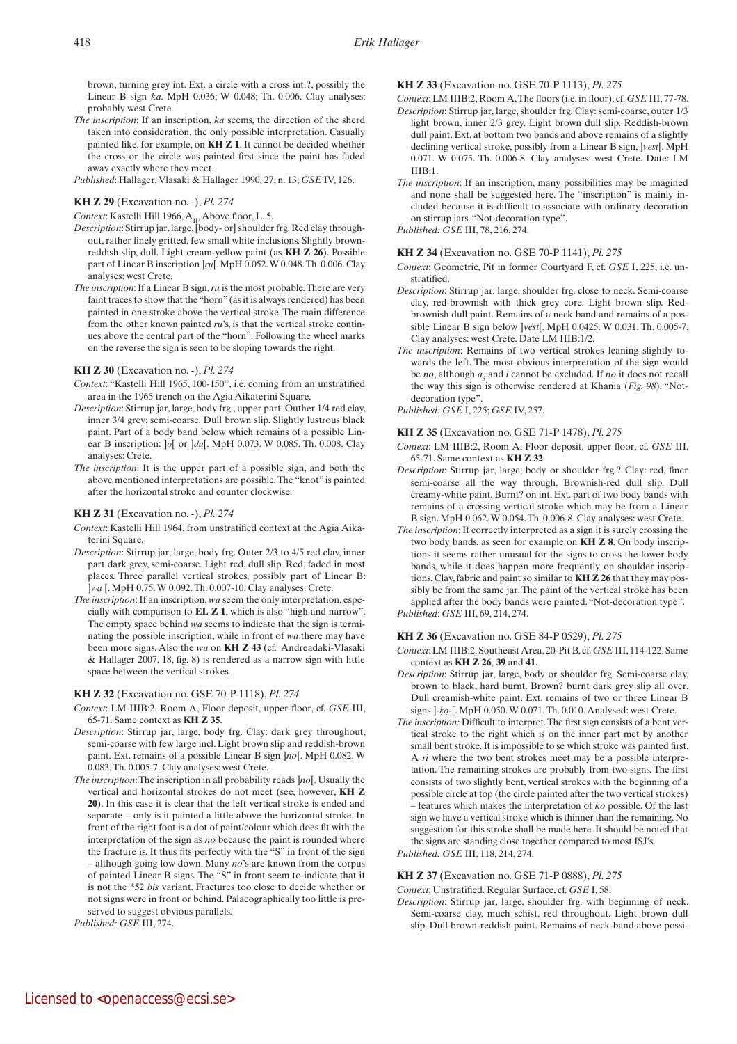brown, turning grey int. Ext. a circle with a cross int.?, possibly the Linear B sign *ka*. MpH 0.036; W 0.048; Th. 0.006. Clay analyses: probably west Crete.

*The inscription*: If an inscription, *ka* seems, the direction of the sherd taken into consideration, the only possible interpretation. Casually painted like, for example, on **KH Z 1**. It cannot be decided whether the cross or the circle was painted first since the paint has faded away exactly where they meet.

*Published*: Hallager, Vlasaki & Hallager 1990, 27, n. 13; *GSE* IV, 126.

#### KH Z 29 (Excavation no. -), *Pl. 274*

*Context*: Kastelli Hill 1966, $A_{II}$, Above floor, L. 5.

*Description*: Stirrup jar, large, [body- or] shoulder frg. Red clay throughout, rather finely gritted, few small white inclusions. Slightly brownreddish slip, dull. Light cream-yellow paint (as **KH Z 26**). Possible part of Linear B inscription ]*ru*[. MpH 0.052. W 0.048. Th. 0.006. Clay analyses: west Crete.

*The inscription*: If a Linear B sign, *ru* is the most probable. There are very faint traces to show that the "horn" (as it is always rendered) has been painted in one stroke above the vertical stroke. The main difference from the other known painted *ru*'s, is that the vertical stroke continues above the central part of the "horn". Following the wheel marks on the reverse the sign is seen to be sloping towards the right.

#### KH Z 30 (Excavation no. -), *Pl. 274*

*Context*: "Kastelli Hill 1965, 100-150", i.e. coming from an unstratified area in the 1965 trench on the Agia Aikaterini Square.

*Description*: Stirrup jar, large, body frg., upper part. Outher 1/4 red clay, inner 3/4 grey; semi-coarse. Dull brown slip. Slightly lustrous black paint. Part of a body band below which remains of a possible Linear B inscription: ]*o*[ or ]*du*[. MpH 0.073. W 0.085. Th. 0.008. Clay analyses: Crete.

*The inscription*: It is the upper part of a possible sign, and both the above mentioned interpretations are possible. The "knot" is painted after the horizontal stroke and counter clockwise.

#### KH Z 31 (Excavation no. -), *Pl. 274*

*Context*: Kastelli Hill 1964, from unstratified context at the Agia Aikaterini Square.

*Description*: Stirrup jar, large, body frg. Outer 2/3 to 4/5 red clay, inner part dark grey, semi-coarse. Light red, dull slip. Red, faded in most places. Three parallel vertical strokes, possibly part of Linear B: ]*wa* [. MpH 0.75. W 0.092. Th. 0.007-10. Clay analyses: Crete.

*The inscription*: If an inscription, *wa* seem the only interpretation, especially with comparison to **EL Z 1**, which is also "high and narrow". The empty space behind *wa* seems to indicate that the sign is terminating the possible inscription, while in front of *wa* there may have been more signs. Also the *wa* on **KH Z 43** (cf. Andreadaki-Vlasaki & Hallager 2007, 18, fig. 8) is rendered as a narrow sign with little space between the vertical strokes.

#### KH Z 32 (Excavation no. GSE 70-P 1118), *Pl. 274*

*Context*: LM IIIB:2, Room A, Floor deposit, upper floor, cf. *GSE* III, 65-71. Same context as **KH Z 35**.

*Description*: Stirrup jar, large, body frg. Clay: dark grey throughout, semi-coarse with few large incl. Light brown slip and reddish-brown paint. Ext. remains of a possible Linear B sign ]*no*[. MpH 0.082. W 0.083. Th. 0.005-7. Clay analyses: west Crete.

*The inscription*: The inscription in all probability reads ]*no*[. Usually the vertical and horizontal strokes do not meet (see, however, **KH Z 20**). In this case it is clear that the left vertical stroke is ended and separate – only is it painted a little above the horizontal stroke. In front of the right foot is a dot of paint/colour which does fit with the interpretation of the sign as *no* because the paint is rounded where the fracture is. It thus fits perfectly with the "S" in front of the sign – although going low down. Many *no*'s are known from the corpus of painted Linear B signs. The "S" in front seem to indicate that it is not the *52 *bis* variant. Fractures too close to decide whether or not signs were in front or behind. Palaeographically too little is preserved to suggest obvious parallels.

*Published: GSE* III, 274.

#### KH Z 33 (Excavation no. GSE 70-P 1113), *Pl. 275*

*Context*: LM IIIB:2, Room A, The floors (i.e. in floor), cf. *GSE* III, 77-78.

*Description*: Stirrup jar, large, shoulder frg. Clay: semi-coarse, outer 1/3 light brown, inner 2/3 grey. Light brown dull slip. Reddish-brown dull paint. Ext. at bottom two bands and above remains of a slightly declining vertical stroke, possibly from a Linear B sign, ]*vest*[. MpH 0.071. W 0.075. Th. 0.006-8. Clay analyses: west Crete. Date: LM IIIB:1.

*The inscription*: If an inscription, many possibilities may be imagined and none shall be suggested here. The "inscription" is mainly included because it is difficult to associate with ordinary decoration on stirrup jars. "Not-decoration type".

*Published: GSE* III, 78, 216, 274.

#### KH Z 34 (Excavation no. GSE 70-P 1141), *Pl. 275*

*Context*: Geometric, Pit in former Courtyard F, cf. *GSE* I, 225, i.e. unstratified.

*Description*: Stirrup jar, large, shoulder frg. close to neck. Semi-coarse clay, red-brownish with thick grey core. Light brown slip. Red-brownish dull paint. Remains of a neck band and remains of a possible Linear B sign below ]*vest*[. MpH 0.0425. W 0.031. Th. 0.005-7. Clay analyses: west Crete. Date LM IIIB:1/2.

*The inscription*: Remains of two vertical strokes leaning slightly towards the left. The most obvious interpretation of the sign would be *no*, although $a_3$ and *i* cannot be excluded. If *no* it does not recall the way this sign is otherwise rendered at Khania (*Fig. 98*). "Not-decoration type".

*Published*: *GSE* I, 225; *GSE* IV, 257.

#### KH Z 35 (Excavation no. GSE 71-P 1478), *Pl. 275*

*Context*: LM IIIB:2, Room A, Floor deposit, upper floor, cf. *GSE* III, 65-71. Same context as **KH Z 32**.

*Description*: Stirrup jar, large, body or shoulder frg.? Clay: red, finer semi-coarse all the way through. Brownish-red dull slip. Dull creamy-white paint. Burnt? on int. Ext. part of two body bands with remains of a crossing vertical stroke which may be from a Linear B sign. MpH 0.062. W 0.054. Th. 0.006-8. Clay analyses: west Crete.

*The inscription*: If correctly interpreted as a sign it is surely crossing the two body bands, as seen for example on **KH Z 8**. On body inscriptions it seems rather unusual for the signs to cross the lower body bands, while it does happen more frequently on shoulder inscriptions. Clay, fabric and paint so similar to **KH Z 26** that they may possibly be from the same jar. The paint of the vertical stroke has been applied after the body bands were painted. "Not-decoration type".

*Published*: *GSE* III, 69, 214, 274.

#### KH Z 36 (Excavation no. GSE 84-P 0529), *Pl. 275*

*Context*: LM IIIB:2, Southeast Area, 20-Pit B, cf. *GSE* III, 114-122. Same context as **KH Z 26**, **39** and **41**.

*Description*: Stirrup jar, large, body or shoulder frg. Semi-coarse clay, brown to black, hard burnt. Brown? burnt dark grey slip all over. Dull creamish-white paint. Ext. remains of two or three Linear B signs ]-*ko*-[. MpH 0.050. W 0.071. Th. 0.010. Analysed: west Crete.

*The inscription:* Difficult to interpret. The first sign consists of a bent vertical stroke to the right which is on the inner part met by another small bent stroke. It is impossible to se which stroke was painted first. A *ri* where the two bent strokes meet may be a possible interpretation. The remaining strokes are probably from two signs. The first consists of two slightly bent, vertical strokes with the beginning of a possible circle at top (the circle painted after the two vertical strokes) – features which makes the interpretation of *ko* possible. Of the last sign we have a vertical stroke which is thinner than the remaining. No suggestion for this stroke shall be made here. It should be noted that the signs are standing close together compared to most ISJ's.

*Published*: *GSE* III, 118, 214, 274.

#### KH Z 37 (Excavation no. GSE 71-P 0888), *Pl. 275*

*Context*: Unstratified. Regular Surface, cf. *GSE* I, 58.

*Description*: Stirrup jar, large, shoulder frg. with beginning of neck. Semi-coarse clay, much schist, red throughout. Light brown dull slip. Dull brown-reddish paint. Remains of neck-band above possi-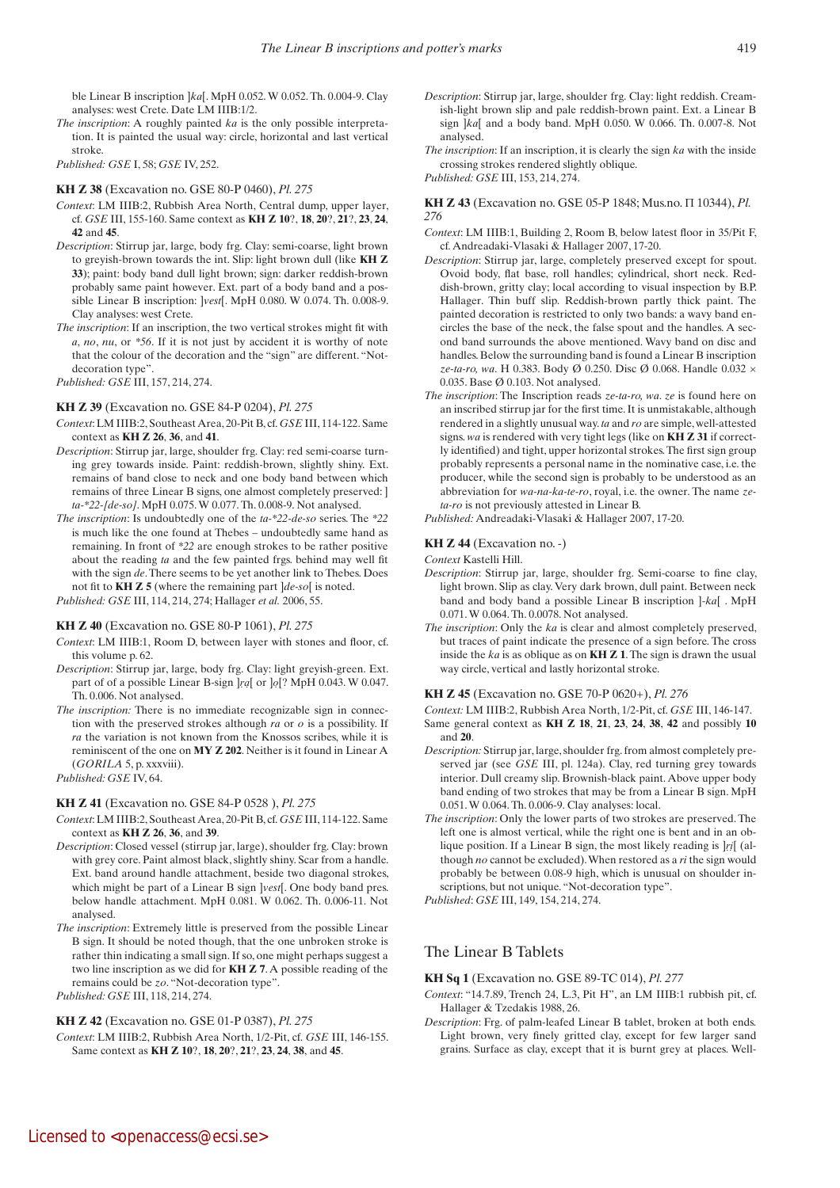ble Linear B inscription ]*ka*[. MpH 0.052. W 0.052. Th. 0.004-9. Clay analyses: west Crete. Date LM IIIB:1/2.

*The inscription*: A roughly painted *ka* is the only possible interpretation. It is painted the usual way: circle, horizontal and last vertical stroke.

*Published: GSE* I, 58; *GSE* IV, 252.

**KH Z 38** (Excavation no. GSE 80-P 0460), *Pl. 275*

*Context*: LM IIIB:2, Rubbish Area North, Central dump, upper layer, cf. *GSE* III, 155-160. Same context as **KH Z 10**?, **18**, **20**?, **21**?, **23**, **24**, **42** and **45**.

*Description*: Stirrup jar, large, body frg. Clay: semi-coarse, light brown to greyish-brown towards the int. Slip: light brown dull (like **KH Z 33**); paint: body band dull light brown; sign: darker reddish-brown probably same paint however. Ext. part of a body band and a possible Linear B inscription: ]*vest*[. MpH 0.080. W 0.074. Th. 0.008-9. Clay analyses: west Crete.

*The inscription*: If an inscription, the two vertical strokes might fit with *a*, *no*, *nu*, or *\*56*. If it is not just by accident it is worthy of note that the colour of the decoration and the "sign" are different. "Not-decoration type".

*Published: GSE* III, 157, 214, 274.

**KH Z 39** (Excavation no. GSE 84-P 0204), *Pl. 275*

*Context*: LM IIIB:2, Southeast Area, 20-Pit B, cf. *GSE* III, 114-122. Same context as **KH Z 26**, **36**, and **41**.

*Description*: Stirrup jar, large, shoulder frg. Clay: red semi-coarse turning grey towards inside. Paint: reddish-brown, slightly shiny. Ext. remains of band close to neck and one body band between which remains of three Linear B signs, one almost completely preserved: ] *ta-\*22-[de-so]*. MpH 0.075. W 0.077. Th. 0.008-9. Not analysed.

*The inscription*: Is undoubtedly one of the *ta-\*22-de-so* series. The *\*22* is much like the one found at Thebes – undoubtedly same hand as remaining. In front of *\*22* are enough strokes to be rather positive about the reading *ta* and the few painted frgs. behind may well fit with the sign *de*. There seems to be yet another link to Thebes. Does not fit to **KH Z 5** (where the remaining part ]*de-so*[ is noted.

*Published: GSE* III, 114, 214, 274; Hallager *et al.* 2006, 55.

**KH Z 40** (Excavation no. GSE 80-P 1061), *Pl. 275*

*Context*: LM IIIB:1, Room D, between layer with stones and floor, cf. this volume p. 62.

*Description*: Stirrup jar, large, body frg. Clay: light greyish-green. Ext. part of of a possible Linear B-sign ]*ra*[ or ]*o*[? MpH 0.043. W 0.047. Th. 0.006. Not analysed.

*The inscription:* There is no immediate recognizable sign in connection with the preserved strokes although *ra* or *o* is a possibility. If *ra* the variation is not known from the Knossos scribes, while it is reminiscent of the one on **MY Z 202**. Neither is it found in Linear A (*GORILA* 5, p. xxxviii).

*Published: GSE* IV, 64.

**KH Z 41** (Excavation no. GSE 84-P 0528 ), *Pl. 275*

*Context*: LM IIIB:2, Southeast Area, 20-Pit B, cf. *GSE* III, 114-122. Same context as **KH Z 26**, **36**, and **39**.

*Description*: Closed vessel (stirrup jar, large), shoulder frg. Clay: brown with grey core. Paint almost black, slightly shiny. Scar from a handle. Ext. band around handle attachment, beside two diagonal strokes, which might be part of a Linear B sign ]*vest*[. One body band pres. below handle attachment. MpH 0.081. W 0.062. Th. 0.006-11. Not analysed.

*The inscription*: Extremely little is preserved from the possible Linear B sign. It should be noted though, that the one unbroken stroke is rather thin indicating a small sign. If so, one might perhaps suggest a two line inscription as we did for **KH Z 7**. A possible reading of the remains could be *zo*. "Not-decoration type".

*Published: GSE* III, 118, 214, 274.

**KH Z 42** (Excavation no. GSE 01-P 0387), *Pl. 275*

*Context*: LM IIIB:2, Rubbish Area North, 1/2-Pit, cf. *GSE* III, 146-155. Same context as **KH Z 10**?, **18**, **20**?, **21**?, **23**, **24**, **38**, and **45**.

*Description*: Stirrup jar, large, shoulder frg. Clay: light reddish. Creamish-light brown slip and pale reddish-brown paint. Ext. a Linear B sign ]*ka*[ and a body band. MpH 0.050. W 0.066. Th. 0.007-8. Not analysed.

*The inscription*: If an inscription, it is clearly the sign *ka* with the inside crossing strokes rendered slightly oblique.

*Published: GSE* III, 153, 214, 274.

**KH Z 43** (Excavation no. GSE 05-P 1848; Mus.no. Π 10344), *Pl. 276*

*Context*: LM IIIB:1, Building 2, Room B, below latest floor in 35/Pit F, cf. Andreadaki-Vlasaki & Hallager 2007, 17-20.

*Description*: Stirrup jar, large, completely preserved except for spout. Ovoid body, flat base, roll handles; cylindrical, short neck. Reddish-brown, gritty clay; local according to visual inspection by B.P. Hallager. Thin buff slip. Reddish-brown partly thick paint. The painted decoration is restricted to only two bands: a wavy band encircles the base of the neck, the false spout and the handles. A second band surrounds the above mentioned. Wavy band on disc and handles. Below the surrounding band is found a Linear B inscription *ze-ta-ro, wa*. H 0.383. Body Ø 0.250. Disc Ø 0.068. Handle 0.032 × 0.035. Base Ø 0.103. Not analysed.

*The inscription*: The Inscription reads *ze-ta-ro, wa*. *ze* is found here on an inscribed stirrup jar for the first time. It is unmistakable, although rendered in a slightly unusual way. *ta* and *ro* are simple, well-attested signs. *wa* is rendered with very tight legs (like on **KH Z 31** if correctly identified) and tight, upper horizontal strokes. The first sign group probably represents a personal name in the nominative case, i.e. the producer, while the second sign is probably to be understood as an abbreviation for *wa-na-ka-te-ro*, royal, i.e. the owner. The name *ze-ta-ro* is not previously attested in Linear B.

*Published:* Andreadaki-Vlasaki & Hallager 2007, 17-20.

**KH Z 44** (Excavation no. -)

*Context* Kastelli Hill.

*Description*: Stirrup jar, large, shoulder frg. Semi-coarse to fine clay, light brown. Slip as clay. Very dark brown, dull paint. Between neck band and body band a possible Linear B inscription ]-*ka*[ . MpH 0.071. W 0.064. Th. 0.0078. Not analysed.

*The inscription*: Only the *ka* is clear and almost completely preserved, but traces of paint indicate the presence of a sign before. The cross inside the *ka* is as oblique as on **KH Z 1**. The sign is drawn the usual way circle, vertical and lastly horizontal stroke.

**KH Z 45** (Excavation no. GSE 70-P 0620+), *Pl. 276*

*Context:* LM IIIB:2, Rubbish Area North, 1/2-Pit, cf. *GSE* III, 146-147. Same general context as **KH Z 18**, **21**, **23**, **24**, **38**, **42** and possibly **10** and **20**.

*Description:* Stirrup jar, large, shoulder frg. from almost completely preserved jar (see *GSE* III, pl. 124a). Clay, red turning grey towards interior. Dull creamy slip. Brownish-black paint. Above upper body band ending of two strokes that may be from a Linear B sign. MpH 0.051. W 0.064. Th. 0.006-9. Clay analyses: local.

*The inscription*: Only the lower parts of two strokes are preserved. The left one is almost vertical, while the right one is bent and in an oblique position. If a Linear B sign, the most likely reading is ]*ri*[ (although *no* cannot be excluded). When restored as a *ri* the sign would probably be between 0.08-9 high, which is unusual on shoulder inscriptions, but not unique. "Not-decoration type".

*Published*: *GSE* III, 149, 154, 214, 274.

## The Linear B Tablets

**KH Sq 1** (Excavation no. GSE 89-TC 014), *Pl. 277*

*Context*: "14.7.89, Trench 24, L.3, Pit H", an LM IIIB:1 rubbish pit, cf. Hallager & Tzedakis 1988, 26.

*Description*: Frg. of palm-leafed Linear B tablet, broken at both ends. Light brown, very finely gritted clay, except for few larger sand grains. Surface as clay, except that it is burnt grey at places. Well-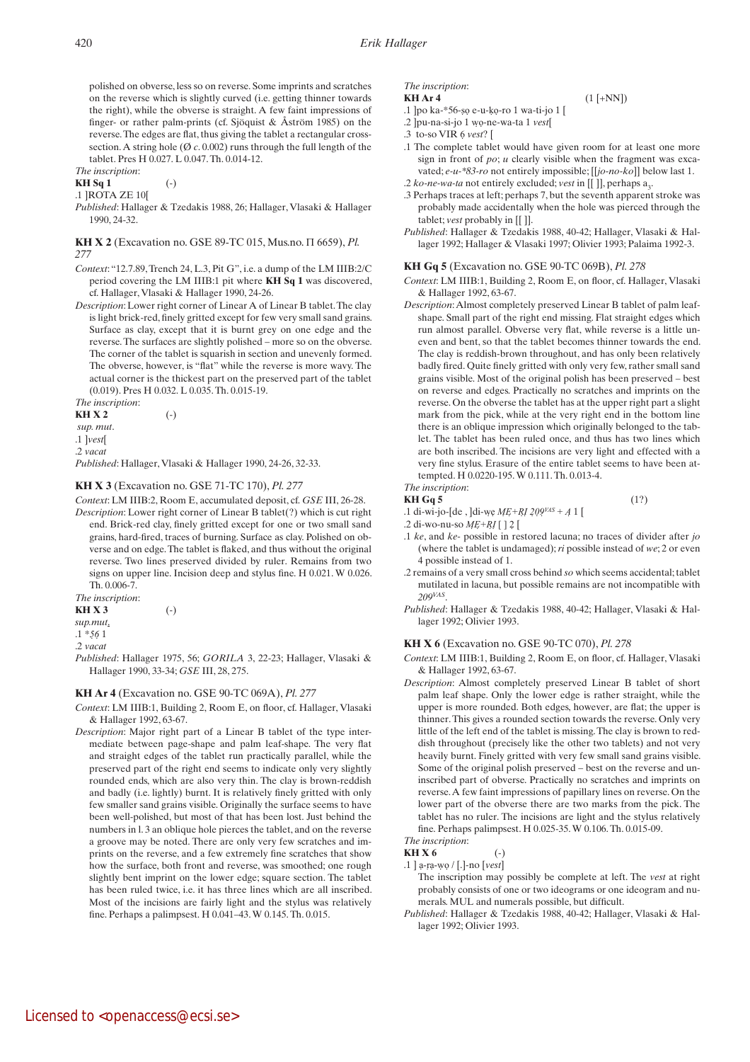polished on obverse, less so on reverse. Some imprints and scratches on the reverse which is slightly curved (i.e. getting thinner towards the right), while the obverse is straight. A few faint impressions of finger- or rather palm-prints (cf. Sjöquist & Åström 1985) on the reverse. The edges are flat, thus giving the tablet a rectangular cross-section. A string hole (Ø *c*. 0.002) runs through the full length of the tablet. Pres H 0.027. L 0.047. Th. 0.014-12.

*The inscription*:

**KH Sq 1** (-)

.1 ]ROTA ZE 10[

*Published*: Hallager & Tzedakis 1988, 26; Hallager, Vlasaki & Hallager 1990, 24-32.

**KH X 2** (Excavation no. GSE 89-TC 015, Mus.no. Π 6659), *Pl. 277*

*Context*: "12.7.89, Trench 24, L.3, Pit G", i.e. a dump of the LM IIIB:2/C period covering the LM IIIB:1 pit where **KH Sq 1** was discovered, cf. Hallager, Vlasaki & Hallager 1990, 24-26.

*Description*: Lower right corner of Linear A of Linear B tablet. The clay is light brick-red, finely gritted except for few very small sand grains. Surface as clay, except that it is burnt grey on one edge and the reverse. The surfaces are slightly polished – more so on the obverse. The corner of the tablet is squarish in section and unevenly formed. The obverse, however, is "flat" while the reverse is more wavy. The actual corner is the thickest part on the preserved part of the tablet (0.019). Pres H 0.032. L 0.035. Th. 0.015-19.

*The inscription*:

**KH X 2** (-)

*sup. mut*.

.1 ]*vest*[

.2 *vacat*

*Published*: Hallager, Vlasaki & Hallager 1990, 24-26, 32-33.

**KH X 3** (Excavation no. GSE 71-TC 170), *Pl. 277*

*Context*: LM IIIB:2, Room E, accumulated deposit, cf. *GSE* III, 26-28.

*Description*: Lower right corner of Linear B tablet(?) which is cut right end. Brick-red clay, finely gritted except for one or two small sand grains, hard-fired, traces of burning. Surface as clay. Polished on obverse and on edge. The tablet is flaked, and thus without the original reverse. Two lines preserved divided by ruler. Remains from two signs on upper line. Incision deep and stylus fine. H 0.021. W 0.026. Th. 0.006-7.

*The inscription*:

**KH X 3** (-)

*sup.mut*.

.1 *56 1

.2 *vacat*

*Published*: Hallager 1975, 56; *GORILA* 3, 22-23; Hallager, Vlasaki & Hallager 1990, 33-34; *GSE* III, 28, 275.

**KH Ar 4** (Excavation no. GSE 90-TC 069A), *Pl. 277*

*Context*: LM IIIB:1, Building 2, Room E, on floor, cf. Hallager, Vlasaki & Hallager 1992, 63-67.

*Description*: Major right part of a Linear B tablet of the type intermediate between page-shape and palm leaf-shape. The very flat and straight edges of the tablet run practically parallel, while the preserved part of the right end seems to indicate only very slightly rounded ends, which are also very thin. The clay is brown-reddish and badly (i.e. lightly) burnt. It is relatively finely gritted with only few smaller sand grains visible. Originally the surface seems to have been well-polished, but most of that has been lost. Just behind the numbers in l. 3 an oblique hole pierces the tablet, and on the reverse a groove may be noted. There are only very few scratches and imprints on the reverse, and a few extremely fine scratches that show how the surface, both front and reverse, was smoothed; one rough slightly bent imprint on the lower edge; square section. The tablet has been ruled twice, i.e. it has three lines which are all inscribed. Most of the incisions are fairly light and the stylus was relatively fine. Perhaps a palimpsest. H 0.041–43. W 0.145. Th. 0.015.

*The inscription*:

**KH Ar 4** (1 [+NN])

.1 ]po ka-*56-so e-u-ko-ro 1 wa-ti-jo 1 [

.2 ]pu-na-si-jo 1 wo-ne-wa-ta 1 *vest*[

.3 to-so VIR 6 *vest*? [

.1 The complete tablet would have given room for at least one more sign in front of *po*; *u* clearly visible when the fragment was excavated; *e-u-*83-ro* not entirely impossible; [[*jo-no-ko*]] below last 1.

.2 *ko-ne-wa-ta* not entirely excluded; *vest* in [[ ]], perhaps $a_3$.

.3 Perhaps traces at left; perhaps 7, but the seventh apparent stroke was probably made accidentally when the hole was pierced through the tablet; *vest* probably in [[ ]].

*Published*: Hallager & Tzedakis 1988, 40-42; Hallager, Vlasaki & Hallager 1992; Hallager & Vlasaki 1997; Olivier 1993; Palaima 1992-3.

**KH Gq 5** (Excavation no. GSE 90-TC 069B), *Pl. 278*

*Context*: LM IIIB:1, Building 2, Room E, on floor, cf. Hallager, Vlasaki & Hallager 1992, 63-67.

*Description*: Almost completely preserved Linear B tablet of palm leaf-shape. Small part of the right end missing. Flat straight edges which run almost parallel. Obverse very flat, while reverse is a little uneven and bent, so that the tablet becomes thinner towards the end. The clay is reddish-brown throughout, and has only been relatively badly fired. Quite finely gritted with only very few, rather small sand grains visible. Most of the original polish has been preserved – best on reverse and edges. Practically no scratches and imprints on the reverse. On the obverse the tablet has at the upper right part a slight mark from the pick, while at the very right end in the bottom line there is an oblique impression which originally belonged to the tablet. The tablet has been ruled once, and thus has two lines which are both inscribed. The incisions are very light and effected with a very fine stylus. Erasure of the entire tablet seems to have been attempted. H 0.0220-195. W 0.111. Th. 0.013-4.

*The inscription*:

**KH Gq 5** (1?)

.1 di-wi-jo-[de , ]di-we ME+RI *209$^{VAS}$* + A 1 [

.2 di-wo-nu-so ME+RI [ ] 2 [

.1 *ke*, and *ke-* possible in restored lacuna; no traces of divider after *jo* (where the tablet is undamaged); *ri* possible instead of *we*; 2 or even 4 possible instead of 1.

.2 remains of a very small cross behind *so* which seems accidental; tablet mutilated in lacuna, but possible remains are not incompatible with *209$^{VAS}$*.

*Published*: Hallager & Tzedakis 1988, 40-42; Hallager, Vlasaki & Hallager 1992; Olivier 1993.

**KH X 6** (Excavation no. GSE 90-TC 070), *Pl. 278*

*Context*: LM IIIB:1, Building 2, Room E, on floor, cf. Hallager, Vlasaki & Hallager 1992, 63-67.

*Description*: Almost completely preserved Linear B tablet of short palm leaf shape. Only the lower edge is rather straight, while the upper is more rounded. Both edges, however, are flat; the upper is thinner. This gives a rounded section towards the reverse. Only very little of the left end of the tablet is missing. The clay is brown to reddish throughout (precisely like the other two tablets) and not very heavily burnt. Finely gritted with very few small sand grains visible. Some of the original polish preserved – best on the reverse and uninscribed part of obverse. Practically no scratches and imprints on reverse. A few faint impressions of papillary lines on reverse. On the lower part of the obverse there are two marks from the pick. The tablet has no ruler. The incisions are light and the stylus relatively fine. Perhaps palimpsest. H 0.025-35. W 0.106. Th. 0.015-09.

*The inscription*:

**KH X 6** (-)

.1 ] a-ra-wo / [.]-no [*vest*]

The inscription may possibly be complete at left. The *vest* at right probably consists of one or two ideograms or one ideogram and numerals. MUL and numerals possible, but difficult.

*Published*: Hallager & Tzedakis 1988, 40-42; Hallager, Vlasaki & Hallager 1992; Olivier 1993.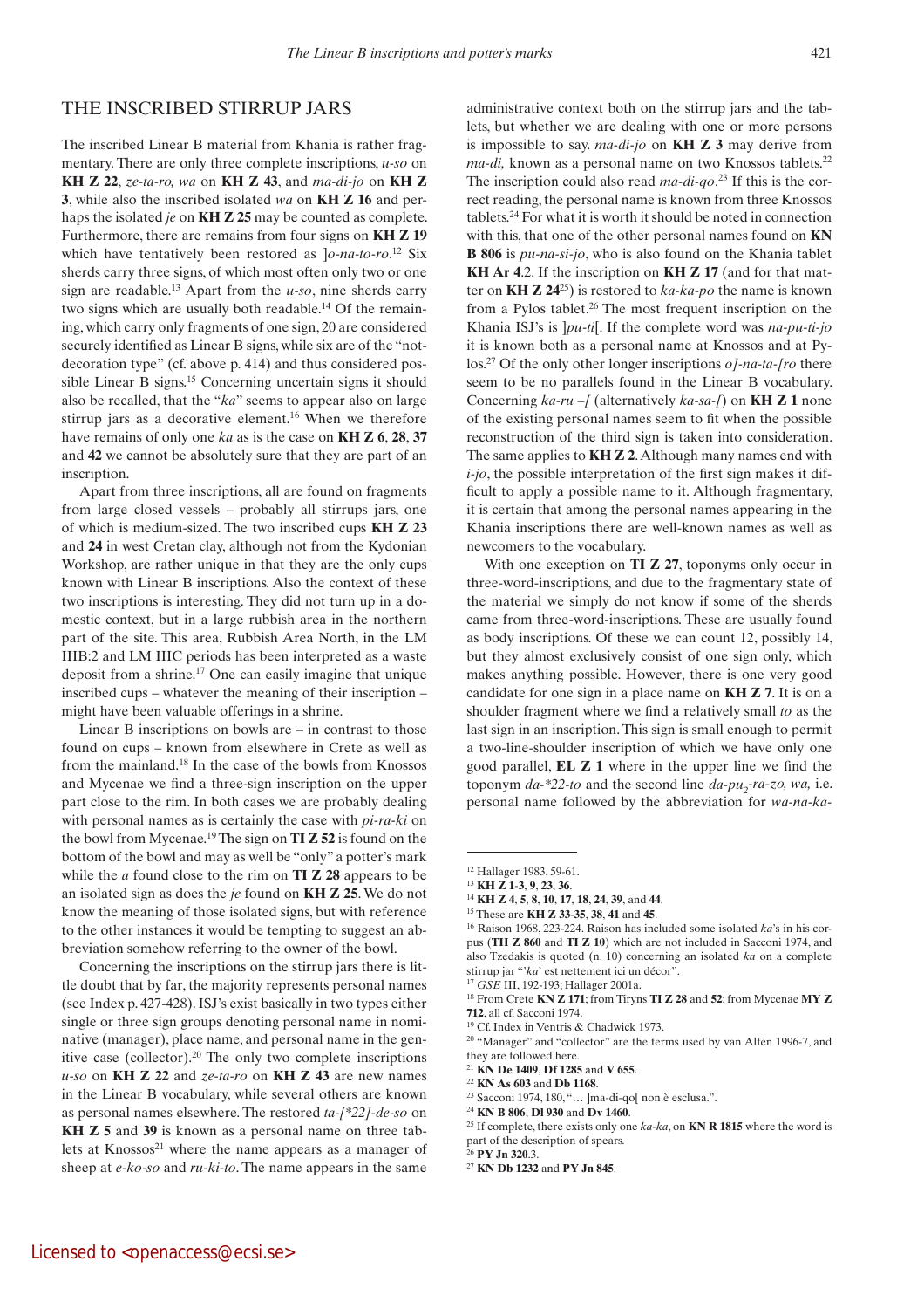## THE INSCRIBED STIRRUP JARS

The inscribed Linear B material from Khania is rather fragmentary. There are only three complete inscriptions, *u-so* on **KH Z 22**, *ze-ta-ro, wa* on **KH Z 43**, and *ma-di-jo* on **KH Z 3**, while also the inscribed isolated *wa* on **KH Z 16** and perhaps the isolated *je* on **KH Z 25** may be counted as complete. Furthermore, there are remains from four signs on **KH Z 19** which have tentatively been restored as ]*o-na-to-ro*.[12] Six sherds carry three signs, of which most often only two or one sign are readable.[13] Apart from the *u-so*, nine sherds carry two signs which are usually both readable.[14] Of the remaining, which carry only fragments of one sign, 20 are considered securely identified as Linear B signs, while six are of the "not-decoration type" (cf. above p. 414) and thus considered possible Linear B signs.[15] Concerning uncertain signs it should also be recalled, that the "*ka*" seems to appear also on large stirrup jars as a decorative element.[16] When we therefore have remains of only one *ka* as is the case on **KH Z 6**, **28**, **37** and **42** we cannot be absolutely sure that they are part of an inscription.

Apart from three inscriptions, all are found on fragments from large closed vessels – probably all stirrups jars, one of which is medium-sized. The two inscribed cups **KH Z 23** and **24** in west Cretan clay, although not from the Kydonian Workshop, are rather unique in that they are the only cups known with Linear B inscriptions. Also the context of these two inscriptions is interesting. They did not turn up in a domestic context, but in a large rubbish area in the northern part of the site. This area, Rubbish Area North, in the LM IIIB:2 and LM IIIC periods has been interpreted as a waste deposit from a shrine.[17] One can easily imagine that unique inscribed cups – whatever the meaning of their inscription – might have been valuable offerings in a shrine.

Linear B inscriptions on bowls are – in contrast to those found on cups – known from elsewhere in Crete as well as from the mainland.[18] In the case of the bowls from Knossos and Mycenae we find a three-sign inscription on the upper part close to the rim. In both cases we are probably dealing with personal names as is certainly the case with *pi-ra-ki* on the bowl from Mycenae.[19] The sign on **TI Z 52** is found on the bottom of the bowl and may as well be "only" a potter's mark while the *a* found close to the rim on **TI Z 28** appears to be an isolated sign as does the *je* found on **KH Z 25**. We do not know the meaning of those isolated signs, but with reference to the other instances it would be tempting to suggest an abbreviation somehow referring to the owner of the bowl.

Concerning the inscriptions on the stirrup jars there is little doubt that by far, the majority represents personal names (see Index p. 427-428). ISJ's exist basically in two types either single or three sign groups denoting personal name in nominative (manager), place name, and personal name in the genitive case (collector).[20] The only two complete inscriptions *u-so* on **KH Z 22** and *ze-ta-ro* on **KH Z 43** are new names in the Linear B vocabulary, while several others are known as personal names elsewhere. The restored *ta-[*22]-de-so* on **KH Z 5** and **39** is known as a personal name on three tablets at Knossos[21] where the name appears as a manager of sheep at *e-ko-so* and *ru-ki-to*. The name appears in the same administrative context both on the stirrup jars and the tablets, but whether we are dealing with one or more persons is impossible to say. *ma-di-jo* on **KH Z 3** may derive from *ma-di,* known as a personal name on two Knossos tablets.[22] The inscription could also read *ma-di-qo*.[23] If this is the correct reading, the personal name is known from three Knossos tablets.[24] For what it is worth it should be noted in connection with this, that one of the other personal names found on **KN B 806** is *pu-na-si-jo*, who is also found on the Khania tablet **KH Ar 4**.2. If the inscription on **KH Z 17** (and for that matter on **KH Z 24**[25]) is restored to *ka-ka-po* the name is known from a Pylos tablet.[26] The most frequent inscription on the Khania ISJ's is ]*pu-ti*[. If the complete word was *na-pu-ti-jo* it is known both as a personal name at Knossos and at Pylos.[27] Of the only other longer inscriptions *o]-na-ta-[ro* there seem to be no parallels found in the Linear B vocabulary. Concerning *ka-ru –[* (alternatively *ka-sa-[*) on **KH Z 1** none of the existing personal names seem to fit when the possible reconstruction of the third sign is taken into consideration. The same applies to **KH Z 2**. Although many names end with *i-jo*, the possible interpretation of the first sign makes it difficult to apply a possible name to it. Although fragmentary, it is certain that among the personal names appearing in the Khania inscriptions there are well-known names as well as newcomers to the vocabulary.

With one exception on **TI Z 27**, toponyms only occur in three-word-inscriptions, and due to the fragmentary state of the material we simply do not know if some of the sherds came from three-word-inscriptions. These are usually found as body inscriptions. Of these we can count 12, possibly 14, but they almost exclusively consist of one sign only, which makes anything possible. However, there is one very good candidate for one sign in a place name on **KH Z 7**. It is on a shoulder fragment where we find a relatively small *to* as the last sign in an inscription. This sign is small enough to permit a two-line-shoulder inscription of which we have only one good parallel, **EL Z 1** where in the upper line we find the toponym *da-*22-to* and the second line *da-pu$_2$-ra-zo, wa,* i.e. personal name followed by the abbreviation for *wa-na-ka-*

---

[12] Hallager 1983, 59-61.

[13] **KH Z 1-3**, **9**, **23**, **36**.

[14] **KH Z 4**, **5**, **8**, **10**, **17**, **18**, **24**, **39**, and **44**.

[15] These are **KH Z 33-35**, **38**, **41** and **45**.

[16] Raison 1968, 223-224. Raison has included some isolated *ka*'s in his corpus (**TH Z 860** and **TI Z 10**) which are not included in Sacconi 1974, and also Tzedakis is sceptical (n. 10) concerning an isolated *ka* on a complete stirrup jar "'*ka*' est nettement ici un décor".

[17] *GSE* III, 192-193; Hallager 2001a.

[18] From Crete **KN Z 171**; from Tiryns **TI Z 28** and **52**; from Mycenae **MY Z 712**, all cf. Sacconi 1974.

[19] Cf. Index in Ventris & Chadwick 1973.

[20] "Manager" and "collector" are the terms used by van Alfen 1996-7, and they are followed here.

[21] **KN De 1409**, **Df 1285** and **V 655**.

[22] **KN As 603** and **Db 1168**.

[23] Sacconi 1974, 180, "… ]ma-di-qo[ non è esclusa.".

[24] **KN B 806**, **Dl 930** and **Dv 1460**.

[25] If complete, there exists only one *ka-ka*, on **KN R 1815** where the word is part of the description of spears.

[26] **PY Jn 320**.3.

[27] **KN Db 1232** and **PY Jn 845**.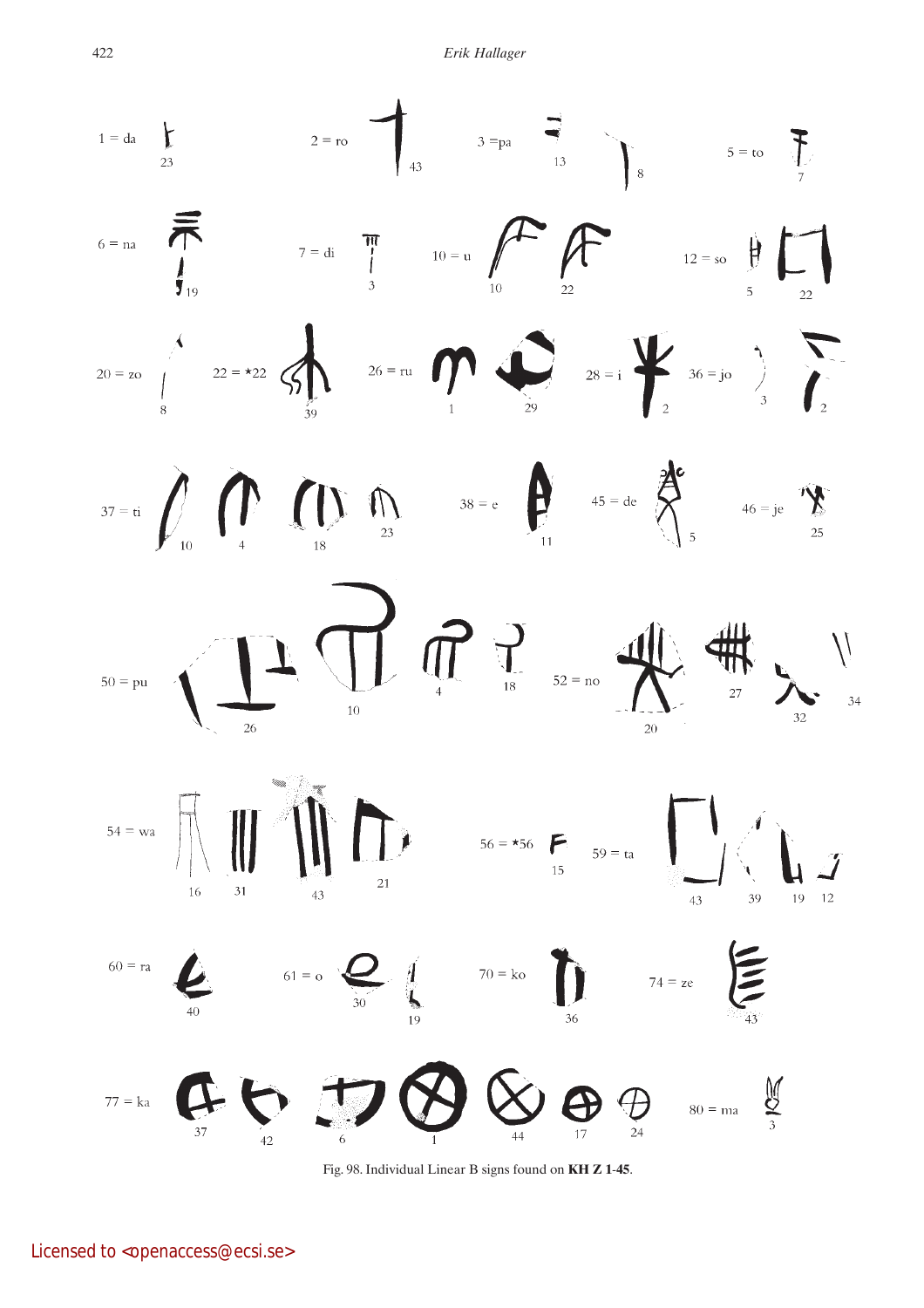1 = da 23

2 = ro 43

3 = pa 13 8

5 = to 7

6 = na 19

7 = di 3

10 = u 10 22

12 = so 5 22

20 = zo 8

22 = *22 39

26 = ru 1 29

28 = i 2

36 = jo 3 2

37 = ti 10 4 18 23

38 = e 11

45 = de 5

46 = je 25

50 = pu 26 10 4 18

52 = no 20 27 32 34

54 = wa 16 31 43 21

56 = *56 15

59 = ta 43 39 19 12

60 = ra 40

61 = o 30 19

70 = ko 36

74 = ze 43

77 = ka 37 42 6 1 44 17 24

80 = ma 3

Fig. 98. Individual Linear B signs found on **KH Z 1-45**.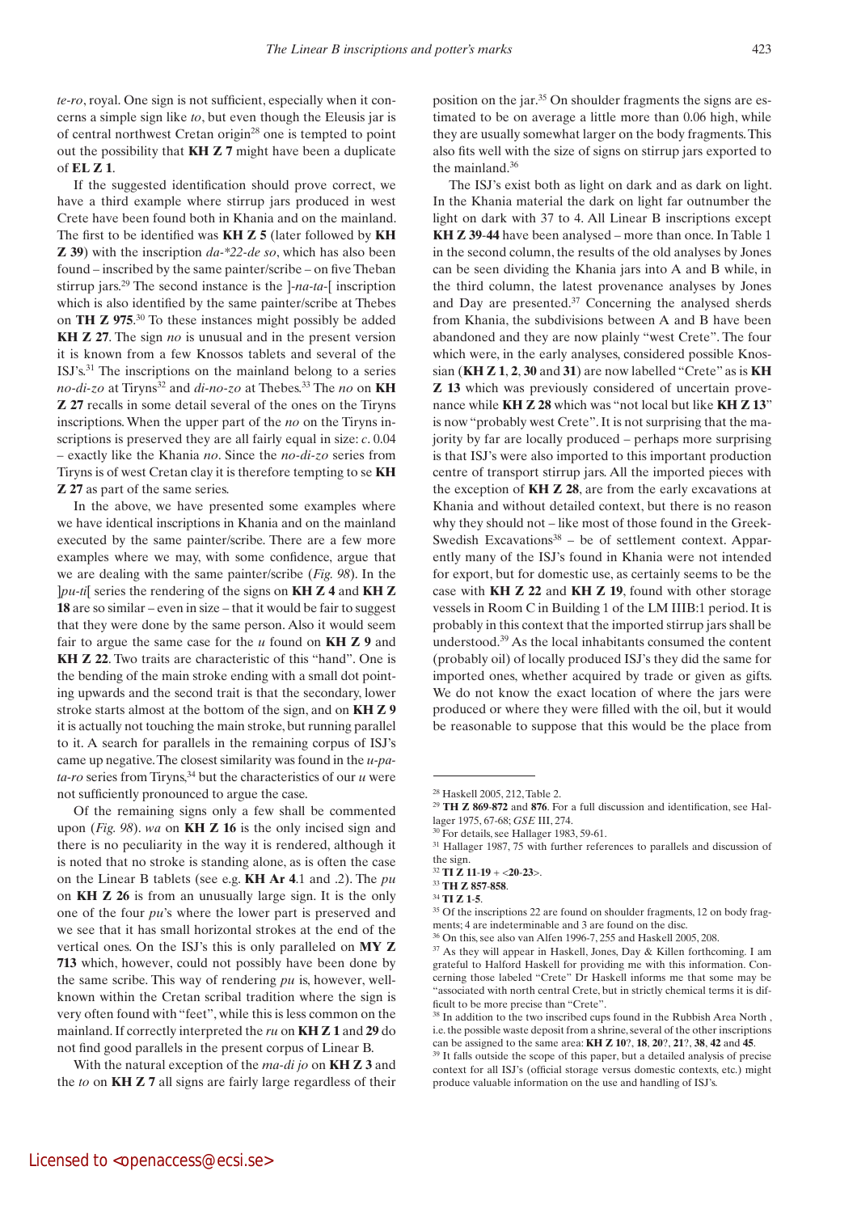*te-ro*, royal. One sign is not sufficient, especially when it concerns a simple sign like *to*, but even though the Eleusis jar is of central northwest Cretan origin[28] one is tempted to point out the possibility that **KH Z 7** might have been a duplicate of **EL Z 1**.

If the suggested identification should prove correct, we have a third example where stirrup jars produced in west Crete have been found both in Khania and on the mainland. The first to be identified was **KH Z 5** (later followed by **KH Z 39**) with the inscription *da-*22-de so*, which has also been found – inscribed by the same painter/scribe – on five Theban stirrup jars.[29] The second instance is the ]*-na-ta*-[ inscription which is also identified by the same painter/scribe at Thebes on **TH Z 975**.[30] To these instances might possibly be added **KH Z 27**. The sign *no* is unusual and in the present version it is known from a few Knossos tablets and several of the ISJ's.[31] The inscriptions on the mainland belong to a series *no-di-zo* at Tiryns[32] and *di-no-zo* at Thebes.[33] The *no* on **KH Z 27** recalls in some detail several of the ones on the Tiryns inscriptions. When the upper part of the *no* on the Tiryns inscriptions is preserved they are all fairly equal in size: *c*. 0.04 – exactly like the Khania *no*. Since the *no-di-zo* series from Tiryns is of west Cretan clay it is therefore tempting to se **KH Z 27** as part of the same series.

In the above, we have presented some examples where we have identical inscriptions in Khania and on the mainland executed by the same painter/scribe. There are a few more examples where we may, with some confidence, argue that we are dealing with the same painter/scribe (*Fig. 98*). In the ]*pu-ti*[ series the rendering of the signs on **KH Z 4** and **KH Z 18** are so similar – even in size – that it would be fair to suggest that they were done by the same person. Also it would seem fair to argue the same case for the *u* found on **KH Z 9** and **KH Z 22**. Two traits are characteristic of this "hand". One is the bending of the main stroke ending with a small dot pointing upwards and the second trait is that the secondary, lower stroke starts almost at the bottom of the sign, and on **KH Z 9** it is actually not touching the main stroke, but running parallel to it. A search for parallels in the remaining corpus of ISJ's came up negative. The closest similarity was found in the *u-pa-ta-ro* series from Tiryns,[34] but the characteristics of our *u* were not sufficiently pronounced to argue the case.

Of the remaining signs only a few shall be commented upon (*Fig. 98*). *wa* on **KH Z 16** is the only incised sign and there is no peculiarity in the way it is rendered, although it is noted that no stroke is standing alone, as is often the case on the Linear B tablets (see e.g. **KH Ar 4**.1 and .2). The *pu* on **KH Z 26** is from an unusually large sign. It is the only one of the four *pu*'s where the lower part is preserved and we see that it has small horizontal strokes at the end of the vertical ones. On the ISJ's this is only paralleled on **MY Z 713** which, however, could not possibly have been done by the same scribe. This way of rendering *pu* is, however, well-known within the Cretan scribal tradition where the sign is very often found with "feet", while this is less common on the mainland. If correctly interpreted the *ru* on **KH Z 1** and **29** do not find good parallels in the present corpus of Linear B.

With the natural exception of the *ma-di jo* on **KH Z 3** and the *to* on **KH Z 7** all signs are fairly large regardless of their position on the jar.[35] On shoulder fragments the signs are estimated to be on average a little more than 0.06 high, while they are usually somewhat larger on the body fragments. This also fits well with the size of signs on stirrup jars exported to the mainland.[36]

The ISJ's exist both as light on dark and as dark on light. In the Khania material the dark on light far outnumber the light on dark with 37 to 4. All Linear B inscriptions except **KH Z 39-44** have been analysed – more than once. In Table 1 in the second column, the results of the old analyses by Jones can be seen dividing the Khania jars into A and B while, in the third column, the latest provenance analyses by Jones and Day are presented.[37] Concerning the analysed sherds from Khania, the subdivisions between A and B have been abandoned and they are now plainly "west Crete". The four which were, in the early analyses, considered possible Knossian (**KH Z 1**, **2**, **30** and **31**) are now labelled "Crete" as is **KH Z 13** which was previously considered of uncertain provenance while **KH Z 28** which was "not local but like **KH Z 13**" is now "probably west Crete". It is not surprising that the majority by far are locally produced – perhaps more surprising is that ISJ's were also imported to this important production centre of transport stirrup jars. All the imported pieces with the exception of **KH Z 28**, are from the early excavations at Khania and without detailed context, but there is no reason why they should not – like most of those found in the Greek-Swedish Excavations[38] – be of settlement context. Apparently many of the ISJ's found in Khania were not intended for export, but for domestic use, as certainly seems to be the case with **KH Z 22** and **KH Z 19**, found with other storage vessels in Room C in Building 1 of the LM IIIB:1 period. It is probably in this context that the imported stirrup jars shall be understood.[39] As the local inhabitants consumed the content (probably oil) of locally produced ISJ's they did the same for imported ones, whether acquired by trade or given as gifts. We do not know the exact location of where the jars were produced or where they were filled with the oil, but it would be reasonable to suppose that this would be the place from

---

[28] Haskell 2005, 212, Table 2.

[29] **TH Z 869-872** and **876**. For a full discussion and identification, see Hallager 1975, 67-68; *GSE* III, 274.

[30] For details, see Hallager 1983, 59-61.

[31] Hallager 1987, 75 with further references to parallels and discussion of the sign.

[32] **TI Z 11-19** + <**20-23**>.

[33] **TH Z 857-858**.

[34] **TI Z 1-5**.

[35] Of the inscriptions 22 are found on shoulder fragments, 12 on body fragments; 4 are indeterminable and 3 are found on the disc.

[36] On this, see also van Alfen 1996-7, 255 and Haskell 2005, 208.

[37] As they will appear in Haskell, Jones, Day & Killen forthcoming. I am grateful to Halford Haskell for providing me with this information. Concerning those labeled "Crete" Dr Haskell informs me that some may be "associated with north central Crete, but in strictly chemical terms it is difficult to be more precise than "Crete".

[38] In addition to the two inscribed cups found in the Rubbish Area North , i.e. the possible waste deposit from a shrine, several of the other inscriptions can be assigned to the same area: **KH Z 10**?, **18**, **20**?, **21**?, **38**, **42** and **45**.

[39] It falls outside the scope of this paper, but a detailed analysis of precise context for all ISJ's (official storage versus domestic contexts, etc.) might produce valuable information on the use and handling of ISJ's.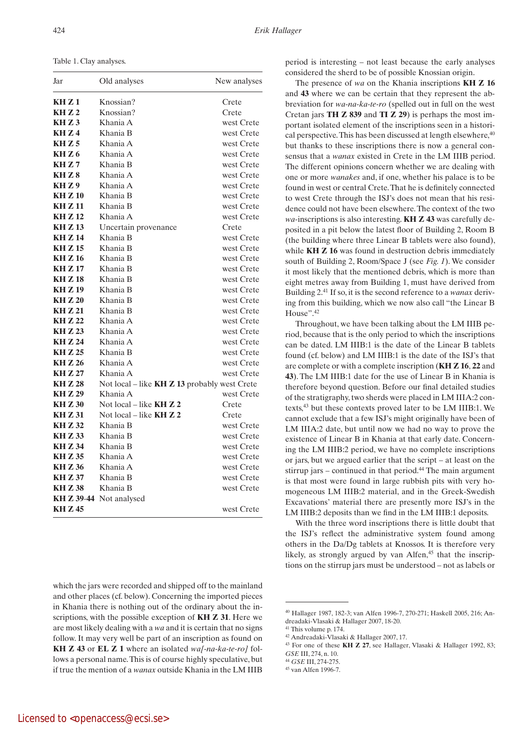Table 1. Clay analyses.

| Jar | Old analyses | New analyses |
|---|---|---|
| **KH Z 1** | Knossian? | Crete |
| **KH Z 2** | Knossian? | Crete |
| **KH Z 3** | Khania A | west Crete |
| **KH Z 4** | Khania B | west Crete |
| **KH Z 5** | Khania A | west Crete |
| **KH Z 6** | Khania A | west Crete |
| **KH Z 7** | Khania B | west Crete |
| **KH Z 8** | Khania A | west Crete |
| **KH Z 9** | Khania A | west Crete |
| **KH Z 10** | Khania B | west Crete |
| **KH Z 11** | Khania B | west Crete |
| **KH Z 12** | Khania A | west Crete |
| **KH Z 13** | Uncertain provenance | Crete |
| **KH Z 14** | Khania B | west Crete |
| **KH Z 15** | Khania B | west Crete |
| **KH Z 16** | Khania B | west Crete |
| **KH Z 17** | Khania B | west Crete |
| **KH Z 18** | Khania B | west Crete |
| **KH Z 19** | Khania B | west Crete |
| **KH Z 20** | Khania B | west Crete |
| **KH Z 21** | Khania B | west Crete |
| **KH Z 22** | Khania A | west Crete |
| **KH Z 23** | Khania A | west Crete |
| **KH Z 24** | Khania A | west Crete |
| **KH Z 25** | Khania B | west Crete |
| **KH Z 26** | Khania A | west Crete |
| **KH Z 27** | Khania A | west Crete |
| **KH Z 28** | Not local – like **KH Z 13** probably west Crete | |
| **KH Z 29** | Khania A | west Crete |
| **KH Z 30** | Not local – like **KH Z 2** | Crete |
| **KH Z 31** | Not local – like **KH Z 2** | Crete |
| **KH Z 32** | Khania B | west Crete |
| **KH Z 33** | Khania B | west Crete |
| **KH Z 34** | Khania B | west Crete |
| **KH Z 35** | Khania A | west Crete |
| **KH Z 36** | Khania A | west Crete |
| **KH Z 37** | Khania B | west Crete |
| **KH Z 38** | Khania B | west Crete |
| **KH Z 39-44** | Not analysed | |
| **KH Z 45** | | west Crete |

which the jars were recorded and shipped off to the mainland and other places (cf. below). Concerning the imported pieces in Khania there is nothing out of the ordinary about the inscriptions, with the possible exception of **KH Z 31**. Here we are most likely dealing with a *wa* and it is certain that no signs follow. It may very well be part of an inscription as found on **KH Z 43** or **EL Z 1** where an isolated *wa[-na-ka-te-ro]* follows a personal name. This is of course highly speculative, but if true the mention of a *wanax* outside Khania in the LM IIIB period is interesting – not least because the early analyses considered the sherd to be of possible Knossian origin.

The presence of *wa* on the Khania inscriptions **KH Z 16** and **43** where we can be certain that they represent the abbreviation for *wa-na-ka-te-ro* (spelled out in full on the west Cretan jars **TH Z 839** and **TI Z 29**) is perhaps the most important isolated element of the inscriptions seen in a historical perspective. This has been discussed at length elsewhere,[40] but thanks to these inscriptions there is now a general consensus that a *wanax* existed in Crete in the LM IIIB period. The different opinions concern whether we are dealing with one or more *wanakes* and, if one, whether his palace is to be found in west or central Crete. That he is definitely connected to west Crete through the ISJ's does not mean that his residence could not have been elsewhere. The context of the two *wa*-inscriptions is also interesting. **KH Z 43** was carefully deposited in a pit below the latest floor of Building 2, Room B (the building where three Linear B tablets were also found), while **KH Z 16** was found in destruction debris immediately south of Building 2, Room/Space J (see *Fig. 1*). We consider it most likely that the mentioned debris, which is more than eight metres away from Building 1, must have derived from Building 2.[41] If so, it is the second reference to a *wanax* deriving from this building, which we now also call "the Linear B House".[42]

Throughout, we have been talking about the LM IIIB period, because that is the only period to which the inscriptions can be dated. LM IIIB:1 is the date of the Linear B tablets found (cf. below) and LM IIIB:1 is the date of the ISJ's that are complete or with a complete inscription (**KH Z 16**, **22** and **43**). The LM IIIB:1 date for the use of Linear B in Khania is therefore beyond question. Before our final detailed studies of the stratigraphy, two sherds were placed in LM IIIA:2 contexts,[43] but these contexts proved later to be LM IIIB:1. We cannot exclude that a few ISJ's might originally have been of LM IIIA:2 date, but until now we had no way to prove the existence of Linear B in Khania at that early date. Concerning the LM IIIB:2 period, we have no complete inscriptions or jars, but we argued earlier that the script – at least on the stirrup jars – continued in that period.[44] The main argument is that most were found in large rubbish pits with very homogeneous LM IIIB:2 material, and in the Greek-Swedish Excavations' material there are presently more ISJ's in the LM IIIB:2 deposits than we find in the LM IIIB:1 deposits.

With the three word inscriptions there is little doubt that the ISJ's reflect the administrative system found among others in the Da/Dg tablets at Knossos. It is therefore very likely, as strongly argued by van Alfen,[45] that the inscriptions on the stirrup jars must be understood – not as labels or

---

[40] Hallager 1987, 182-3; van Alfen 1996-7, 270-271; Haskell 2005, 216; Andreadaki-Vlasaki & Hallager 2007, 18-20.

[41] This volume p. 174.

[42] Andreadaki-Vlasaki & Hallager 2007, 17.

[43] For one of these **KH Z 27**, see Hallager, Vlasaki & Hallager 1992, 83; *GSE* III, 274, n. 10.

[44] *GSE* III, 274-275.

[45] van Alfen 1996-7.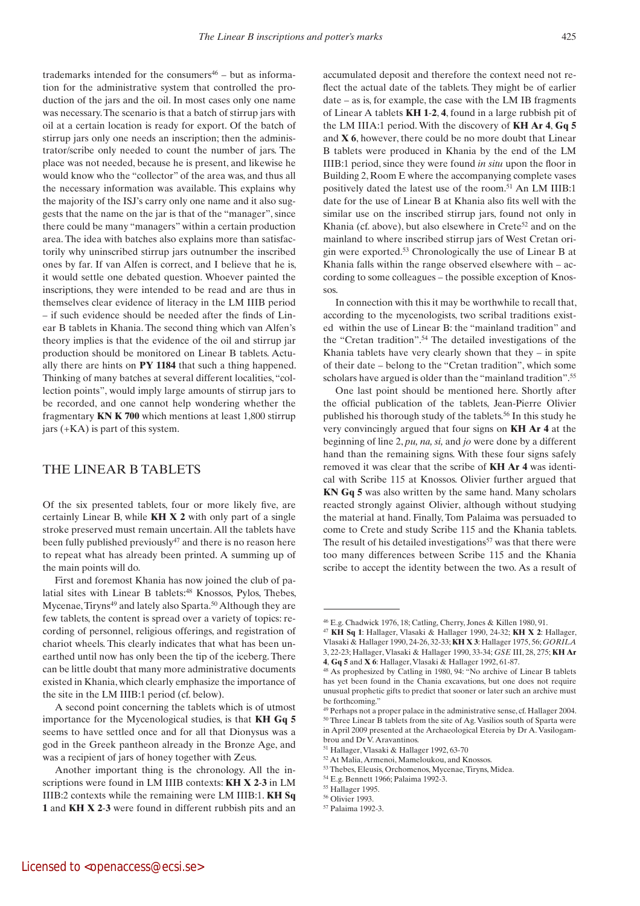trademarks intended for the consumers[46] – but as information for the administrative system that controlled the production of the jars and the oil. In most cases only one name was necessary. The scenario is that a batch of stirrup jars with oil at a certain location is ready for export. Of the batch of stirrup jars only one needs an inscription; then the administrator/scribe only needed to count the number of jars. The place was not needed, because he is present, and likewise he would know who the "collector" of the area was, and thus all the necessary information was available. This explains why the majority of the ISJ's carry only one name and it also suggests that the name on the jar is that of the "manager", since there could be many "managers" within a certain production area. The idea with batches also explains more than satisfactorily why uninscribed stirrup jars outnumber the inscribed ones by far. If van Alfen is correct, and I believe that he is, it would settle one debated question. Whoever painted the inscriptions, they were intended to be read and are thus in themselves clear evidence of literacy in the LM IIIB period – if such evidence should be needed after the finds of Linear B tablets in Khania. The second thing which van Alfen's theory implies is that the evidence of the oil and stirrup jar production should be monitored on Linear B tablets. Actually there are hints on **PY 1184** that such a thing happened. Thinking of many batches at several different localities, "collection points", would imply large amounts of stirrup jars to be recorded, and one cannot help wondering whether the fragmentary **KN K 700** which mentions at least 1,800 stirrup jars (+KA) is part of this system.

## THE LINEAR B TABLETS

Of the six presented tablets, four or more likely five, are certainly Linear B, while **KH X 2** with only part of a single stroke preserved must remain uncertain. All the tablets have been fully published previously[47] and there is no reason here to repeat what has already been printed. A summing up of the main points will do.

First and foremost Khania has now joined the club of palatial sites with Linear B tablets:[48] Knossos, Pylos, Thebes, Mycenae, Tiryns[49] and lately also Sparta.[50] Although they are few tablets, the content is spread over a variety of topics: recording of personnel, religious offerings, and registration of chariot wheels. This clearly indicates that what has been unearthed until now has only been the tip of the iceberg. There can be little doubt that many more administrative documents existed in Khania, which clearly emphasize the importance of the site in the LM IIIB:1 period (cf. below).

A second point concerning the tablets which is of utmost importance for the Mycenological studies, is that **KH Gq 5** seems to have settled once and for all that Dionysus was a god in the Greek pantheon already in the Bronze Age, and was a recipient of jars of honey together with Zeus.

Another important thing is the chronology. All the inscriptions were found in LM IIIB contexts: **KH X 2-3** in LM IIIB:2 contexts while the remaining were LM IIIB:1. **KH Sq 1** and **KH X 2-3** were found in different rubbish pits and an accumulated deposit and therefore the context need not reflect the actual date of the tablets. They might be of earlier date – as is, for example, the case with the LM IB fragments of Linear A tablets **KH 1-2**, **4**, found in a large rubbish pit of the LM IIIA:1 period. With the discovery of **KH Ar 4**, **Gq 5** and **X 6**, however, there could be no more doubt that Linear B tablets were produced in Khania by the end of the LM IIIB:1 period, since they were found *in situ* upon the floor in Building 2, Room E where the accompanying complete vases positively dated the latest use of the room.[51] An LM IIIB:1 date for the use of Linear B at Khania also fits well with the similar use on the inscribed stirrup jars, found not only in Khania (cf. above), but also elsewhere in Crete[52] and on the mainland to where inscribed stirrup jars of West Cretan origin were exported.[53] Chronologically the use of Linear B at Khania falls within the range observed elsewhere with – according to some colleagues – the possible exception of Knossos.

In connection with this it may be worthwhile to recall that, according to the mycenologists, two scribal traditions existed within the use of Linear B: the "mainland tradition" and the "Cretan tradition".[54] The detailed investigations of the Khania tablets have very clearly shown that they – in spite of their date – belong to the "Cretan tradition", which some scholars have argued is older than the "mainland tradition".[55]

One last point should be mentioned here. Shortly after the official publication of the tablets, Jean-Pierre Olivier published his thorough study of the tablets.[56] In this study he very convincingly argued that four signs on **KH Ar 4** at the beginning of line 2, *pu, na, si,* and *jo* were done by a different hand than the remaining signs. With these four signs safely removed it was clear that the scribe of **KH Ar 4** was identical with Scribe 115 at Knossos. Olivier further argued that **KN Gq 5** was also written by the same hand. Many scholars reacted strongly against Olivier, although without studying the material at hand. Finally, Tom Palaima was persuaded to come to Crete and study Scribe 115 and the Khania tablets. The result of his detailed investigations[57] was that there were too many differences between Scribe 115 and the Khania scribe to accept the identity between the two. As a result of

---

[46] E.g. Chadwick 1976, 18; Catling, Cherry, Jones & Killen 1980, 91.

[47] **KH Sq 1**: Hallager, Vlasaki & Hallager 1990, 24-32; **KH X 2**: Hallager, Vlasaki & Hallager 1990, 24-26, 32-33; **KH X 3**: Hallager 1975, 56; *GORILA* 3, 22-23; Hallager, Vlasaki & Hallager 1990, 33-34; *GSE* III, 28, 275; **KH Ar 4**, **Gq 5** and **X 6**: Hallager, Vlasaki & Hallager 1992, 61-87.

[48] As prophesized by Catling in 1980, 94: "No archive of Linear B tablets has yet been found in the Chania excavations, but one does not require unusual prophetic gifts to predict that sooner or later such an archive must be forthcoming."

[49] Perhaps not a proper palace in the administrative sense, cf. Hallager 2004.

[50] Three Linear B tablets from the site of Ag. Vasilios south of Sparta were in April 2009 presented at the Archaeological Etereia by Dr A. Vasilogambrou and Dr V. Aravantinos.

[51] Hallager, Vlasaki & Hallager 1992, 63-70

[52] At Malia, Armenoi, Mameloukou, and Knossos.

[53] Thebes, Eleusis, Orchomenos, Mycenae, Tiryns, Midea.

[54] E.g. Bennett 1966; Palaima 1992-3.

[55] Hallager 1995.

[56] Olivier 1993.

[57] Palaima 1992-3.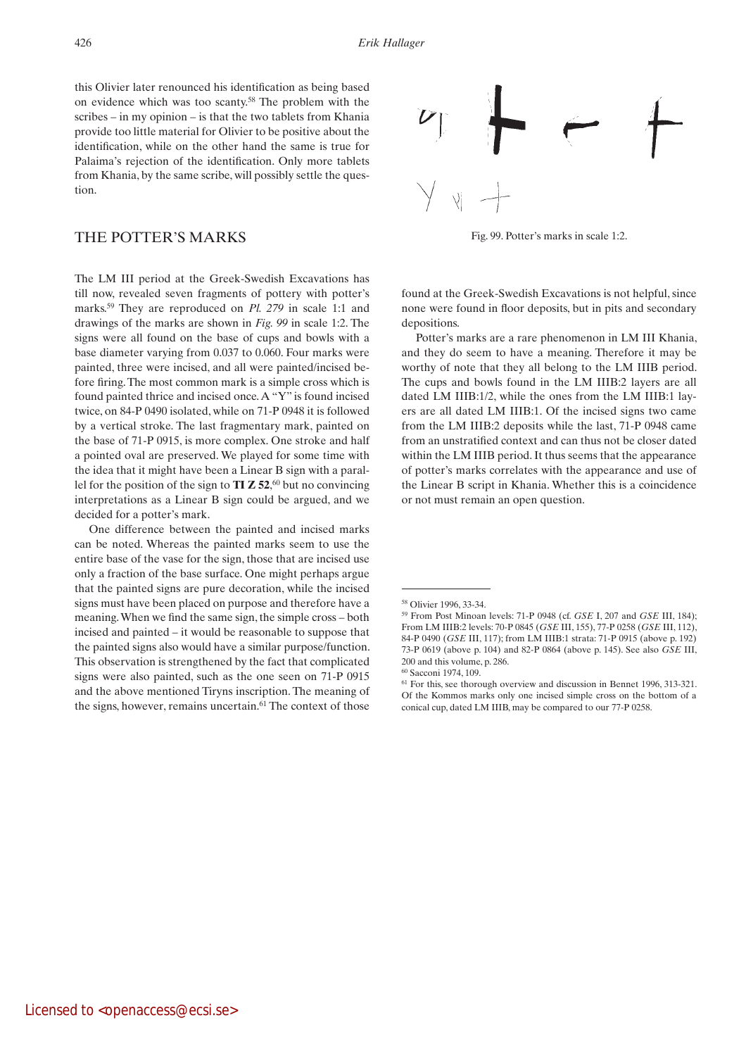this Olivier later renounced his identification as being based on evidence which was too scanty.[58] The problem with the scribes – in my opinion – is that the two tablets from Khania provide too little material for Olivier to be positive about the identification, while on the other hand the same is true for Palaima's rejection of the identification. Only more tablets from Khania, by the same scribe, will possibly settle the question.

## THE POTTER'S MARKS

Fig. 99. Potter's marks in scale 1:2.

The LM III period at the Greek-Swedish Excavations has till now, revealed seven fragments of pottery with potter's marks.[59] They are reproduced on *Pl. 279* in scale 1:1 and drawings of the marks are shown in *Fig. 99* in scale 1:2. The signs were all found on the base of cups and bowls with a base diameter varying from 0.037 to 0.060. Four marks were painted, three were incised, and all were painted/incised before firing. The most common mark is a simple cross which is found painted thrice and incised once. A "Y" is found incised twice, on 84-P 0490 isolated, while on 71-P 0948 it is followed by a vertical stroke. The last fragmentary mark, painted on the base of 71-P 0915, is more complex. One stroke and half a pointed oval are preserved. We played for some time with the idea that it might have been a Linear B sign with a parallel for the position of the sign to **TI Z 52**,[60] but no convincing interpretations as a Linear B sign could be argued, and we decided for a potter's mark.

One difference between the painted and incised marks can be noted. Whereas the painted marks seem to use the entire base of the vase for the sign, those that are incised use only a fraction of the base surface. One might perhaps argue that the painted signs are pure decoration, while the incised signs must have been placed on purpose and therefore have a meaning. When we find the same sign, the simple cross – both incised and painted – it would be reasonable to suppose that the painted signs also would have a similar purpose/function. This observation is strengthened by the fact that complicated signs were also painted, such as the one seen on 71-P 0915 and the above mentioned Tiryns inscription. The meaning of the signs, however, remains uncertain.[61] The context of those found at the Greek-Swedish Excavations is not helpful, since none were found in floor deposits, but in pits and secondary depositions.

Potter's marks are a rare phenomenon in LM III Khania, and they do seem to have a meaning. Therefore it may be worthy of note that they all belong to the LM IIIB period. The cups and bowls found in the LM IIIB:2 layers are all dated LM IIIB:1/2, while the ones from the LM IIIB:1 layers are all dated LM IIIB:1. Of the incised signs two came from the LM IIIB:2 deposits while the last, 71-P 0948 came from an unstratified context and can thus not be closer dated within the LM IIIB period. It thus seems that the appearance of potter's marks correlates with the appearance and use of the Linear B script in Khania. Whether this is a coincidence or not must remain an open question.

---

[58] Olivier 1996, 33-34.

[59] From Post Minoan levels: 71-P 0948 (cf. *GSE* I, 207 and *GSE* III, 184); From LM IIIB:2 levels: 70-P 0845 (*GSE* III, 155), 77-P 0258 (*GSE* III, 112), 84-P 0490 (*GSE* III, 117); from LM IIIB:1 strata: 71-P 0915 (above p. 192) 73-P 0619 (above p. 104) and 82-P 0864 (above p. 145). See also *GSE* III, 200 and this volume, p. 286.

[60] Sacconi 1974, 109.

[61] For this, see thorough overview and discussion in Bennet 1996, 313-321. Of the Kommos marks only one incised simple cross on the bottom of a conical cup, dated LM IIIB, may be compared to our 77-P 0258.